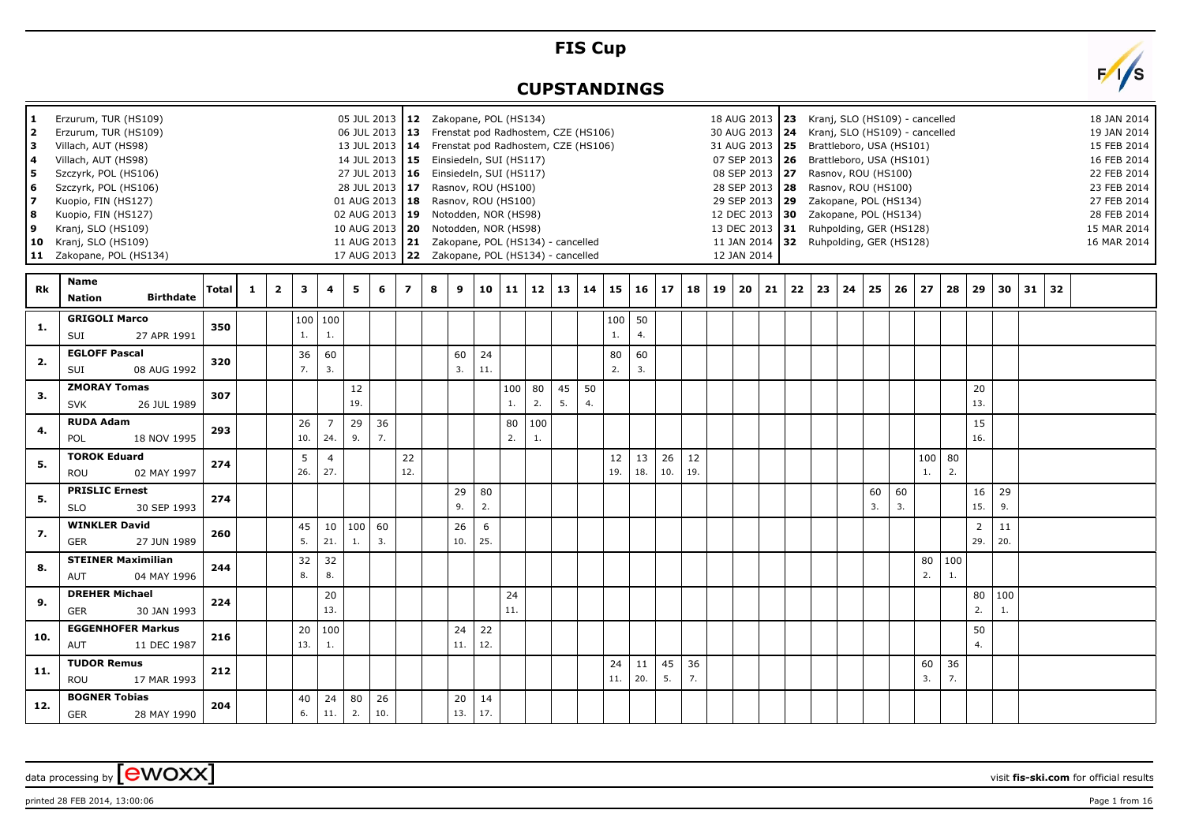# FIS Cup

## CUPSTANDINGS

| | | | | | | | |
|---|---|---|---|---|---|---|---|
| 1 | Erzurum, TUR (HS109) | 05 JUL 2013 | 12 | Zakopane, POL (HS134) | 18 AUG 2013 | 23 | Kranj, SLO (HS109) - cancelled | 18 JAN 2014 |
| 2 | Erzurum, TUR (HS109) | 06 JUL 2013 | 13 | Frenstat pod Radhostem, CZE (HS106) | 30 AUG 2013 | 24 | Kranj, SLO (HS109) - cancelled | 19 JAN 2014 |
| 3 | Villach, AUT (HS98) | 13 JUL 2013 | 14 | Frenstat pod Radhostem, CZE (HS106) | 31 AUG 2013 | 25 | Brattleboro, USA (HS101) | 15 FEB 2014 |
| 4 | Villach, AUT (HS98) | 14 JUL 2013 | 15 | Einsiedeln, SUI (HS117) | 07 SEP 2013 | 26 | Brattleboro, USA (HS101) | 16 FEB 2014 |
| 5 | Szczyrk, POL (HS106) | 27 JUL 2013 | 16 | Einsiedeln, SUI (HS117) | 08 SEP 2013 | 27 | Rasnov, ROU (HS100) | 22 FEB 2014 |
| 6 | Szczyrk, POL (HS106) | 28 JUL 2013 | 17 | Rasnov, ROU (HS100) | 28 SEP 2013 | 28 | Rasnov, ROU (HS100) | 23 FEB 2014 |
| 7 | Kuopio, FIN (HS127) | 01 AUG 2013 | 18 | Rasnov, ROU (HS100) | 29 SEP 2013 | 29 | Zakopane, POL (HS134) | 27 FEB 2014 |
| 8 | Kuopio, FIN (HS127) | 02 AUG 2013 | 19 | Notodden, NOR (HS98) | 12 DEC 2013 | 30 | Zakopane, POL (HS134) | 28 FEB 2014 |
| 9 | Kranj, SLO (HS109) | 10 AUG 2013 | 20 | Notodden, NOR (HS98) | 13 DEC 2013 | 31 | Ruhpolding, GER (HS128) | 15 MAR 2014 |
| 10 | Kranj, SLO (HS109) | 11 AUG 2013 | 21 | Zakopane, POL (HS134) - cancelled | 11 JAN 2014 | 32 | Ruhpolding, GER (HS128) | 16 MAR 2014 |
| 11 | Zakopane, POL (HS134) | 17 AUG 2013 | 22 | Zakopane, POL (HS134) - cancelled | 12 JAN 2014 | | | |

| Rk | Name / Nation / Birthdate | Total | 1 | 2 | 3 | 4 | 5 | 6 | 7 | 8 | 9 | 10 | 11 | 12 | 13 | 14 | 15 | 16 | 17 | 18 | 19 | 20 | 21 | 22 | 23 | 24 | 25 | 26 | 27 | 28 | 29 | 30 | 31 | 32 |
|---|---|---|---|---|---|---|---|---|---|---|---|---|---|---|---|---|---|---|---|---|---|---|---|---|---|---|---|---|---|---|---|---|---|---|
| 1. | GRIGOLI Marco SUI 27 APR 1991 | 350 | | | 100 1. | 100 1. | | | | | | | | | | | 100 1. | 50 4. | | | | | | | | | | | | | | | | |
| 2. | EGLOFF Pascal SUI 08 AUG 1992 | 320 | | | 36 7. | 60 3. | | | | | 60 3. | 24 11. | | | | | 80 2. | 60 3. | | | | | | | | | | | | | | | | |
| 3. | ZMORAY Tomas SVK 26 JUL 1989 | 307 | | | | | 12 19. | | | | | | 100 1. | 80 2. | 45 5. | 50 4. | | | | | | | | | | | | | | | 20 13. | | | |
| 4. | RUDA Adam POL 18 NOV 1995 | 293 | | | 26 10. | 7 24. | 29 9. | 36 7. | | | | | 80 2. | 100 1. | | | | | | | | | | | | | | | | | 15 16. | | | |
| 5. | TOROK Eduard ROU 02 MAY 1997 | 274 | | | 5 26. | 4 27. | | | 22 12. | | | | | | | | 12 19. | 13 18. | 26 10. | 12 19. | | | | | | | | | 100 1. | 80 2. | | | | |
| 5. | PRISLIC Ernest SLO 30 SEP 1993 | 274 | | | | | | | | | 29 9. | 80 2. | | | | | | | | | | | | | | | 60 3. | 60 3. | | | 16 15. | 29 9. | | |
| 7. | WINKLER David GER 27 JUN 1989 | 260 | | | 45 5. | 10 21. | 100 1. | 60 3. | | | 26 10. | 6 25. | | | | | | | | | | | | | | | | | | | 2 29. | 11 20. | | |
| 8. | STEINER Maximilian AUT 04 MAY 1996 | 244 | | | 32 8. | 32 8. | | | | | | | | | | | | | | | | | | | | | | | 80 2. | 100 1. | | | | |
| 9. | DREHER Michael GER 30 JAN 1993 | 224 | | | | 20 13. | | | | | | | 24 11. | | | | | | | | | | | | | | | | | | 80 2. | 100 1. | | |
| 10. | EGGENHOFER Markus AUT 11 DEC 1987 | 216 | | | 20 13. | 100 1. | | | | | 24 11. | 22 12. | | | | | | | | | | | | | | | | | | | 50 4. | | | |
| 11. | TUDOR Remus ROU 17 MAR 1993 | 212 | | | | | | | | | | | | | | | 24 11. | 11 20. | 45 5. | 36 7. | | | | | | | | | 60 3. | 36 7. | | | | |
| 12. | BOGNER Tobias GER 28 MAY 1990 | 204 | | | 40 6. | 24 11. | 80 2. | 26 10. | | | 20 13. | 14 17. | | | | | | | | | | | | | | | | | | | | | | |

data processing by [ewoxx]

visit fis-ski.com for official results

printed 28 FEB 2014, 13:00:06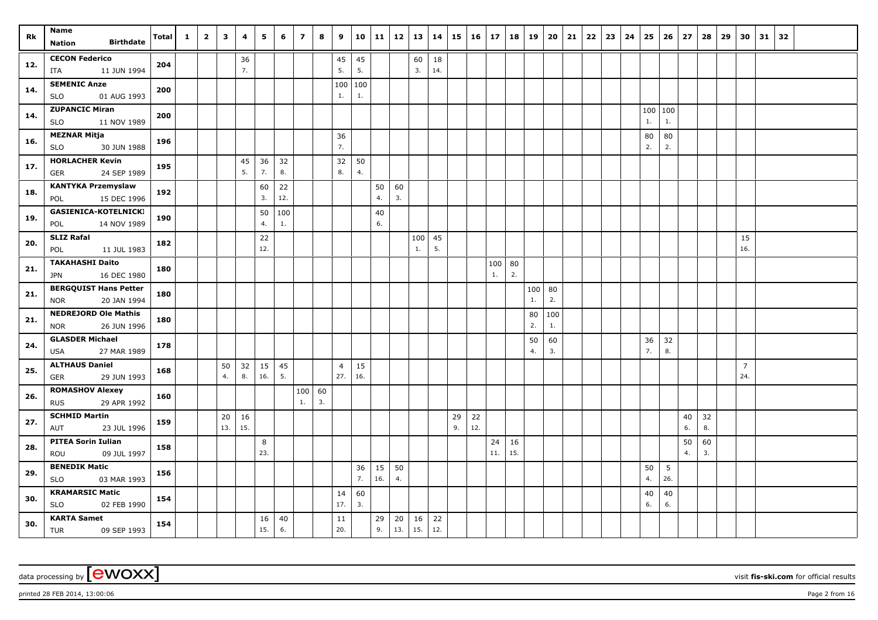| Rk | Name / Nation / Birthdate | Total | 1 | 2 | 3 | 4 | 5 | 6 | 7 | 8 | 9 | 10 | 11 | 12 | 13 | 14 | 15 | 16 | 17 | 18 | 19 | 20 | 21 | 22 | 23 | 24 | 25 | 26 | 27 | 28 | 29 | 30 | 31 | 32 |
|---|---|---|---|---|---|---|---|---|---|---|---|---|---|---|---|---|---|---|---|---|---|---|---|---|---|---|---|---|---|---|---|---|---|---|
| 12. | CECON Federico ITA 11 JUN 1994 | 204 | | | | 36 7. | | | | | 45 5. | 45 5. | | | 60 3. | 18 14. | | | | | | | | | | | | | | | | | | |
| 14. | SEMENIC Anze SLO 01 AUG 1993 | 200 | | | | | | | | | 100 1. | 100 1. | | | | | | | | | | | | | | | | | | | | | | |
| 14. | ZUPANCIC Miran SLO 11 NOV 1989 | 200 | | | | | | | | | | | | | | | | | | | | | | | | | 100 1. | 100 1. | | | | | | |
| 16. | MEZNAR Mitja SLO 30 JUN 1988 | 196 | | | | | | | | | 36 7. | | | | | | | | | | | | | | | | 80 2. | 80 2. | | | | | | |
| 17. | HORLACHER Kevin GER 24 SEP 1989 | 195 | | | | 45 5. | 36 7. | 32 8. | | | 32 8. | 50 4. | | | | | | | | | | | | | | | | | | | | | | |
| 18. | KANTYKA Przemyslaw POL 15 DEC 1996 | 192 | | | | | 60 3. | 22 12. | | | | | 50 4. | 60 3. | | | | | | | | | | | | | | | | | | | | |
| 19. | GASIENICA-KOTELNICKI POL 14 NOV 1989 | 190 | | | | | 50 4. | 100 1. | | | | | 40 6. | | | | | | | | | | | | | | | | | | | | | |
| 20. | SLIZ Rafal POL 11 JUL 1983 | 182 | | | | | 22 12. | | | | | | | | 100 1. | 45 5. | | | | | | | | | | | | | | | | 15 16. | | |
| 21. | TAKAHASHI Daito JPN 16 DEC 1980 | 180 | | | | | | | | | | | | | | | | | 100 1. | 80 2. | | | | | | | | | | | | | | |
| 21. | BERGQUIST Hans Petter NOR 20 JAN 1994 | 180 | | | | | | | | | | | | | | | | | | | 100 1. | 80 2. | | | | | | | | | | | | |
| 21. | NEDREJORD Ole Mathis NOR 26 JUN 1996 | 180 | | | | | | | | | | | | | | | | | | | 80 2. | 100 1. | | | | | | | | | | | | |
| 24. | GLASDER Michael USA 27 MAR 1989 | 178 | | | | | | | | | | | | | | | | | | | 50 4. | 60 3. | | | | | 36 7. | 32 8. | | | | | | |
| 25. | ALTHAUS Daniel GER 29 JUN 1993 | 168 | | | 50 4. | 32 8. | 15 16. | 45 5. | | | 4 27. | 15 16. | | | | | | | | | | | | | | | | | | | | 7 24. | | |
| 26. | ROMASHOV Alexey RUS 29 APR 1992 | 160 | | | | | | | 100 1. | 60 3. | | | | | | | | | | | | | | | | | | | | | | | | |
| 27. | SCHMID Martin AUT 23 JUL 1996 | 159 | | | 20 13. | 16 15. | | | | | | | | | | | 29 9. | 22 12. | | | | | | | | | | | 40 6. | 32 8. | | | | |
| 28. | PITEA Sorin Iulian ROU 09 JUL 1997 | 158 | | | | | 8 23. | | | | | | | | | | | | 24 11. | 16 15. | | | | | | | | | 50 4. | 60 3. | | | | |
| 29. | BENEDIK Matic SLO 03 MAR 1993 | 156 | | | | | | | | | | 36 7. | 15 16. | 50 4. | | | | | | | | | | | | | 50 4. | 5 26. | | | | | | |
| 30. | KRAMARSIC Matic SLO 02 FEB 1990 | 154 | | | | | | | | | 14 17. | 60 3. | | | | | | | | | | | | | | | 40 6. | 40 6. | | | | | | |
| 30. | KARTA Samet TUR 09 SEP 1993 | 154 | | | | | 16 15. | 40 6. | | | 11 20. | | 29 9. | 20 13. | 16 15. | 22 12. | | | | | | | | | | | | | | | | | | |

data processing by [ewoxx]

visit fis-ski.com for official results

printed 28 FEB 2014, 13:00:06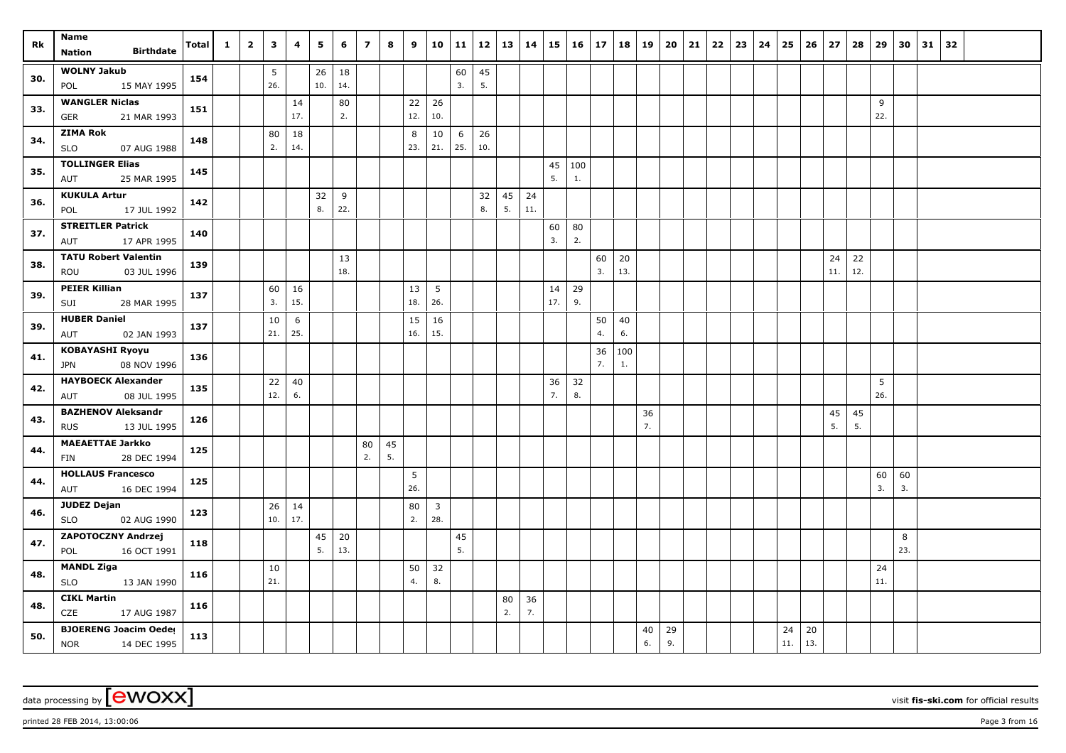| Rk | Name<br>Nation Birthdate | Total | 1 | 2 | 3 | 4 | 5 | 6 | 7 | 8 | 9 | 10 | 11 | 12 | 13 | 14 | 15 | 16 | 17 | 18 | 19 | 20 | 21 | 22 | 23 | 24 | 25 | 26 | 27 | 28 | 29 | 30 | 31 | 32 |
|---|---|---|---|---|---|---|---|---|---|---|---|---|---|---|---|---|---|---|---|---|---|---|---|---|---|---|---|---|---|---|---|---|---|---|
| 30. | WOLNY Jakub<br>POL 15 MAY 1995 | 154 | | | 5<br>26. | | 26<br>10. | 18<br>14. | | | | | 60<br>3. | 45<br>5. | | | | | | | | | | | | | | | | | | | | |
| 33. | WANGLER Niclas<br>GER 21 MAR 1993 | 151 | | | | 14<br>17. | | 80<br>2. | | | 22<br>12. | 26<br>10. | | | | | | | | | | | | | | | | | | | 9<br>22. | | | |
| 34. | ZIMA Rok<br>SLO 07 AUG 1988 | 148 | | | 80<br>2. | 18<br>14. | | | | | 8<br>23. | 10<br>21. | 6<br>25. | 26<br>10. | | | | | | | | | | | | | | | | | | | | |
| 35. | TOLLINGER Elias<br>AUT 25 MAR 1995 | 145 | | | | | | | | | | | | | | | 45<br>5. | 100<br>1. | | | | | | | | | | | | | | | | |
| 36. | KUKULA Artur<br>POL 17 JUL 1992 | 142 | | | | | 32<br>8. | 9<br>22. | | | | | | 32<br>8. | 45<br>5. | 24<br>11. | | | | | | | | | | | | | | | | | | |
| 37. | STREITLER Patrick<br>AUT 17 APR 1995 | 140 | | | | | | | | | | | | | | | 60<br>3. | 80<br>2. | | | | | | | | | | | | | | | | |
| 38. | TATU Robert Valentin<br>ROU 03 JUL 1996 | 139 | | | | | | 13<br>18. | | | | | | | | | | | 60<br>3. | 20<br>13. | | | | | | | | | 24<br>11. | 22<br>12. | | | | |
| 39. | PEIER Killian<br>SUI 28 MAR 1995 | 137 | | | 60<br>3. | 16<br>15. | | | | | 13<br>18. | 5<br>26. | | | | | 14<br>17. | 29<br>9. | | | | | | | | | | | | | | | | |
| 39. | HUBER Daniel<br>AUT 02 JAN 1993 | 137 | | | 10<br>21. | 6<br>25. | | | | | 15<br>16. | 16<br>15. | | | | | | | 50<br>4. | 40<br>6. | | | | | | | | | | | | | | |
| 41. | KOBAYASHI Ryoyu<br>JPN 08 NOV 1996 | 136 | | | | | | | | | | | | | | | | | 36<br>7. | 100<br>1. | | | | | | | | | | | | | | |
| 42. | HAYBOECK Alexander<br>AUT 08 JUL 1995 | 135 | | | 22<br>12. | 40<br>6. | | | | | | | | | | | 36<br>7. | 32<br>8. | | | | | | | | | | | | | 5<br>26. | | | |
| 43. | BAZHENOV Aleksandr<br>RUS 13 JUL 1995 | 126 | | | | | | | | | | | | | | | | | | | 36<br>7. | | | | | | | | 45<br>5. | 45<br>5. | | | | |
| 44. | MAEAETTAE Jarkko<br>FIN 28 DEC 1994 | 125 | | | | | | | 80<br>2. | 45<br>5. | | | | | | | | | | | | | | | | | | | | | | | | |
| 44. | HOLLAUS Francesco<br>AUT 16 DEC 1994 | 125 | | | | | | | | | 5<br>26. | | | | | | | | | | | | | | | | | | | | 60<br>3. | 60<br>3. | | |
| 46. | JUDEZ Dejan<br>SLO 02 AUG 1990 | 123 | | | 26<br>10. | 14<br>17. | | | | | 80<br>2. | 3<br>28. | | | | | | | | | | | | | | | | | | | | | | |
| 47. | ZAPOTOCZNY Andrzej<br>POL 16 OCT 1991 | 118 | | | | | 45<br>5. | 20<br>13. | | | | | 45<br>5. | | | | | | | | | | | | | | | | | | | 8<br>23. | | |
| 48. | MANDL Ziga<br>SLO 13 JAN 1990 | 116 | | | 10<br>21. | | | | | | 50<br>4. | 32<br>8. | | | | | | | | | | | | | | | | | | | 24<br>11. | | | |
| 48. | CIKL Martin<br>CZE 17 AUG 1987 | 116 | | | | | | | | | | | | | 80<br>2. | 36<br>7. | | | | | | | | | | | | | | | | | | |
| 50. | BJOERENG Joacim Oeder<br>NOR 14 DEC 1995 | 113 | | | | | | | | | | | | | | | | | | | 40<br>6. | 29<br>9. | | | | | 24<br>11. | 20<br>13. | | | | | | |

data processing by [ewoxx] visit fis-ski.com for official results

printed 28 FEB 2014, 13:00:06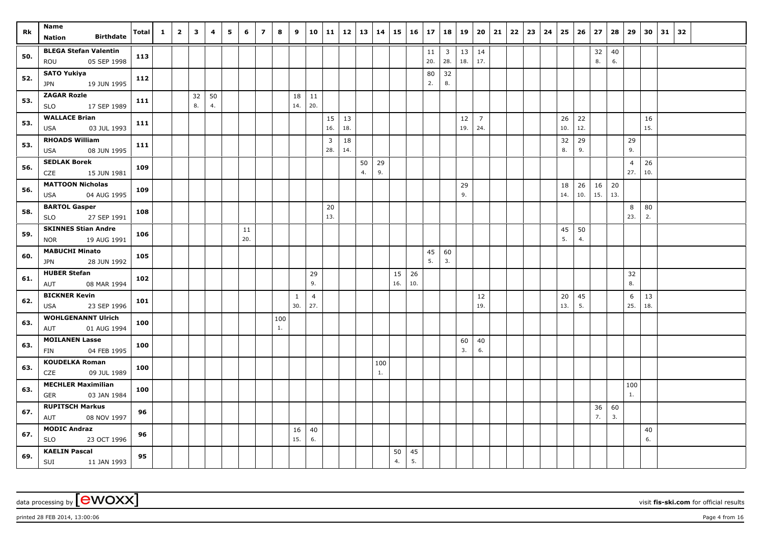| Rk | Name<br>Nation Birthdate | Total | 1 | 2 | 3 | 4 | 5 | 6 | 7 | 8 | 9 | 10 | 11 | 12 | 13 | 14 | 15 | 16 | 17 | 18 | 19 | 20 | 21 | 22 | 23 | 24 | 25 | 26 | 27 | 28 | 29 | 30 | 31 | 32 |
|---|---|---|---|---|---|---|---|---|---|---|---|---|---|---|---|---|---|---|---|---|---|---|---|---|---|---|---|---|---|---|---|---|---|---|
| 50. | **BLEGA Stefan Valentin**<br>ROU 05 SEP 1998 | 113 | | | | | | | | | | | | | | | | | 11<br>20. | 3<br>28. | 13<br>18. | 14<br>17. | | | | | | | 32<br>8. | 40<br>6. | | | | |
| 52. | **SATO Yukiya**<br>JPN 19 JUN 1995 | 112 | | | | | | | | | | | | | | | | | 80<br>2. | 32<br>8. | | | | | | | | | | | | | | |
| 53. | **ZAGAR Rozle**<br>SLO 17 SEP 1989 | 111 | | | 32<br>8. | 50<br>4. | | | | | 18<br>14. | 11<br>20. | | | | | | | | | | | | | | | | | | | | | | |
| 53. | **WALLACE Brian**<br>USA 03 JUL 1993 | 111 | | | | | | | | | | | 15<br>16. | 13<br>18. | | | | | | | 12<br>19. | 7<br>24. | | | | | 26<br>10. | 22<br>12. | | | | 16<br>15. | | |
| 53. | **RHOADS William**<br>USA 08 JUN 1995 | 111 | | | | | | | | | | | 3<br>28. | 18<br>14. | | | | | | | | | | | | | 32<br>8. | 29<br>9. | | | 29<br>9. | | | |
| 56. | **SEDLAK Borek**<br>CZE 15 JUN 1981 | 109 | | | | | | | | | | | | | 50<br>4. | 29<br>9. | | | | | | | | | | | | | | | 4<br>27. | 26<br>10. | | |
| 56. | **MATTOON Nicholas**<br>USA 04 AUG 1995 | 109 | | | | | | | | | | | | | | | | | | | 29<br>9. | | | | | | 18<br>14. | 26<br>10. | 16<br>15. | 20<br>13. | | | | |
| 58. | **BARTOL Gasper**<br>SLO 27 SEP 1991 | 108 | | | | | | | | | | | 20<br>13. | | | | | | | | | | | | | | | | | | 8<br>23. | 80<br>2. | | |
| 59. | **SKINNES Stian Andre**<br>NOR 19 AUG 1991 | 106 | | | | | | 11<br>20. | | | | | | | | | | | | | | | | | | | 45<br>5. | 50<br>4. | | | | | | |
| 60. | **MABUCHI Minato**<br>JPN 28 JUN 1992 | 105 | | | | | | | | | | | | | | | | | 45<br>5. | 60<br>3. | | | | | | | | | | | | | | |
| 61. | **HUBER Stefan**<br>AUT 08 MAR 1994 | 102 | | | | | | | | | | 29<br>9. | | | | | 15<br>16. | 26<br>10. | | | | | | | | | | | | | 32<br>8. | | | |
| 62. | **BICKNER Kevin**<br>USA 23 SEP 1996 | 101 | | | | | | | | | 1<br>30. | 4<br>27. | | | | | | | | | | 12<br>19. | | | | | 20<br>13. | 45<br>5. | | | 6<br>25. | 13<br>18. | | |
| 63. | **WOHLGENANNT Ulrich**<br>AUT 01 AUG 1994 | 100 | | | | | | | | 100<br>1. | | | | | | | | | | | | | | | | | | | | | | | | |
| 63. | **MOILANEN Lasse**<br>FIN 04 FEB 1995 | 100 | | | | | | | | | | | | | | | | | | | 60<br>3. | 40<br>6. | | | | | | | | | | | | |
| 63. | **KOUDELKA Roman**<br>CZE 09 JUL 1989 | 100 | | | | | | | | | | | | | | 100<br>1. | | | | | | | | | | | | | | | | | | |
| 63. | **MECHLER Maximilian**<br>GER 03 JAN 1984 | 100 | | | | | | | | | | | | | | | | | | | | | | | | | | | | | 100<br>1. | | | |
| 67. | **RUPITSCH Markus**<br>AUT 08 NOV 1997 | 96 | | | | | | | | | | | | | | | | | | | | | | | | | | | 36<br>7. | 60<br>3. | | | | |
| 67. | **MODIC Andraz**<br>SLO 23 OCT 1996 | 96 | | | | | | | | | 16<br>15. | 40<br>6. | | | | | | | | | | | | | | | | | | | | 40<br>6. | | |
| 69. | **KAELIN Pascal**<br>SUI 11 JAN 1993 | 95 | | | | | | | | | | | | | | | 50<br>4. | 45<br>5. | | | | | | | | | | | | | | | | |

data processing by [ewoxx] visit fis-ski.com for official results

printed 28 FEB 2014, 13:00:06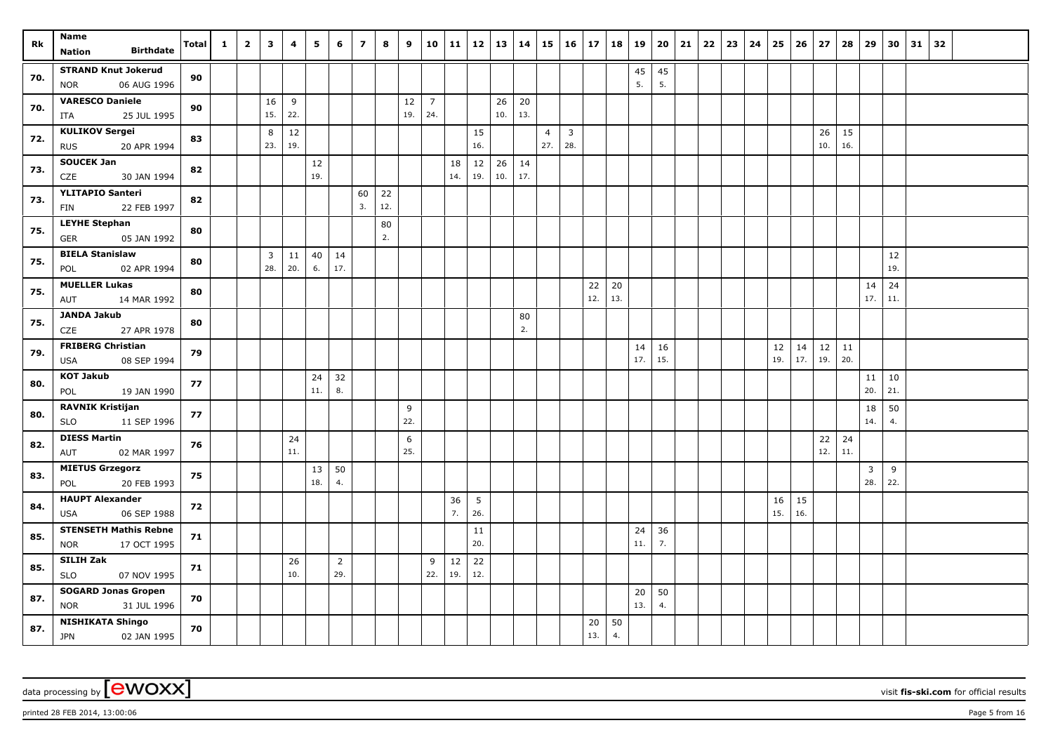| Rk | Name<br>Nation Birthdate | Total | 1 | 2 | 3 | 4 | 5 | 6 | 7 | 8 | 9 | 10 | 11 | 12 | 13 | 14 | 15 | 16 | 17 | 18 | 19 | 20 | 21 | 22 | 23 | 24 | 25 | 26 | 27 | 28 | 29 | 30 | 31 | 32 |
|---|---|---|---|---|---|---|---|---|---|---|---|---|---|---|---|---|---|---|---|---|---|---|---|---|---|---|---|---|---|---|---|---|---|---|
| 70. | **STRAND Knut Jokerud**<br>NOR 06 AUG 1996 | 90 | | | | | | | | | | | | | | | | | | | 45<br>5. | 45<br>5. | | | | | | | | | | | | |
| 70. | **VARESCO Daniele**<br>ITA 25 JUL 1995 | 90 | | | 16<br>15. | 9<br>22. | | | | | 12<br>19. | 7<br>24. | | | 26<br>10. | 20<br>13. | | | | | | | | | | | | | | | | | | |
| 72. | **KULIKOV Sergei**<br>RUS 20 APR 1994 | 83 | | | 8<br>23. | 12<br>19. | | | | | | | | 15<br>16. | | | 4<br>27. | 3<br>28. | | | | | | | | | | | 26<br>10. | 15<br>16. | | | | |
| 73. | **SOUCEK Jan**<br>CZE 30 JAN 1994 | 82 | | | | | 12<br>19. | | | | | | 18<br>14. | 12<br>19. | 26<br>10. | 14<br>17. | | | | | | | | | | | | | | | | | | |
| 73. | **YLITAPIO Santeri**<br>FIN 22 FEB 1997 | 82 | | | | | | | 60<br>3. | 22<br>12. | | | | | | | | | | | | | | | | | | | | | | | | |
| 75. | **LEYHE Stephan**<br>GER 05 JAN 1992 | 80 | | | | | | | | 80<br>2. | | | | | | | | | | | | | | | | | | | | | | | | |
| 75. | **BIELA Stanislaw**<br>POL 02 APR 1994 | 80 | | | 3<br>28. | 11<br>20. | 40<br>6. | 14<br>17. | | | | | | | | | | | | | | | | | | | | | | | | 12<br>19. | | |
| 75. | **MUELLER Lukas**<br>AUT 14 MAR 1992 | 80 | | | | | | | | | | | | | | | | | 22<br>12. | 20<br>13. | | | | | | | | | | | 14<br>17. | 24<br>11. | | |
| 75. | **JANDA Jakub**<br>CZE 27 APR 1978 | 80 | | | | | | | | | | | | | | 80<br>2. | | | | | | | | | | | | | | | | | | |
| 79. | **FRIBERG Christian**<br>USA 08 SEP 1994 | 79 | | | | | | | | | | | | | | | | | | | 14<br>17. | 16<br>15. | | | | | 12<br>19. | 14<br>17. | 12<br>19. | 11<br>20. | | | | |
| 80. | **KOT Jakub**<br>POL 19 JAN 1990 | 77 | | | | | 24<br>11. | 32<br>8. | | | | | | | | | | | | | | | | | | | | | | | 11<br>20. | 10<br>21. | | |
| 80. | **RAVNIK Kristijan**<br>SLO 11 SEP 1996 | 77 | | | | | | | | | 9<br>22. | | | | | | | | | | | | | | | | | | | | 18<br>14. | 50<br>4. | | |
| 82. | **DIESS Martin**<br>AUT 02 MAR 1997 | 76 | | | | 24<br>11. | | | | | 6<br>25. | | | | | | | | | | | | | | | | | | 22<br>12. | 24<br>11. | | | | |
| 83. | **MIETUS Grzegorz**<br>POL 20 FEB 1993 | 75 | | | | | 13<br>18. | 50<br>4. | | | | | | | | | | | | | | | | | | | | | | | 3<br>28. | 9<br>22. | | |
| 84. | **HAUPT Alexander**<br>USA 06 SEP 1988 | 72 | | | | | | | | | | | 36<br>7. | 5<br>26. | | | | | | | | | | | | | 16<br>15. | 15<br>16. | | | | | | |
| 85. | **STENSETH Mathis Rebne**<br>NOR 17 OCT 1995 | 71 | | | | | | | | | | | | 11<br>20. | | | | | | | 24<br>11. | 36<br>7. | | | | | | | | | | | | |
| 85. | **SILIH Zak**<br>SLO 07 NOV 1995 | 71 | | | | 26<br>10. | | 2<br>29. | | | | 9<br>22. | 12<br>19. | 22<br>12. | | | | | | | | | | | | | | | | | | | | |
| 87. | **SOGARD Jonas Gropen**<br>NOR 31 JUL 1996 | 70 | | | | | | | | | | | | | | | | | | | 20<br>13. | 50<br>4. | | | | | | | | | | | | |
| 87. | **NISHIKATA Shingo**<br>JPN 02 JAN 1995 | 70 | | | | | | | | | | | | | | | | | 20<br>13. | 50<br>4. | | | | | | | | | | | | | | |

data processing by [ewoxx] visit fis-ski.com for official results

printed 28 FEB 2014, 13:00:06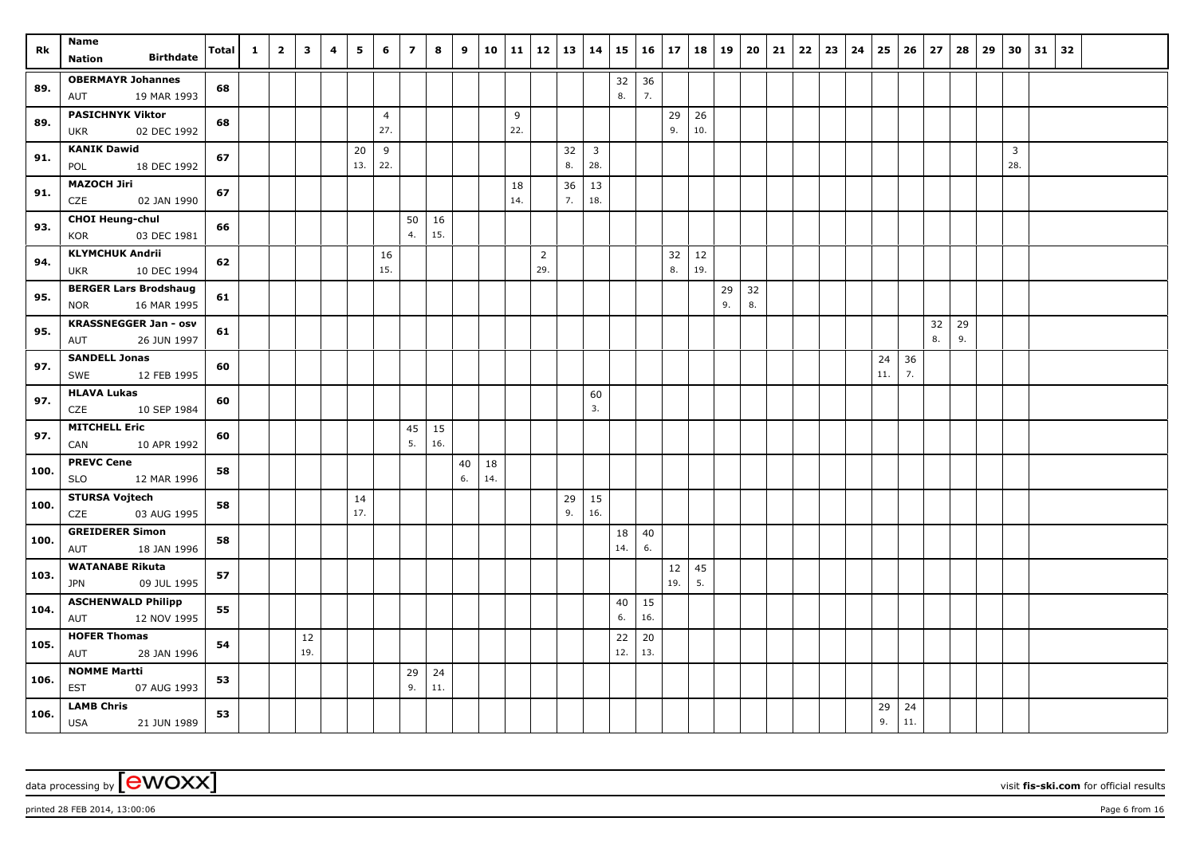| Rk | Name<br>Nation Birthdate | Total | 1 | 2 | 3 | 4 | 5 | 6 | 7 | 8 | 9 | 10 | 11 | 12 | 13 | 14 | 15 | 16 | 17 | 18 | 19 | 20 | 21 | 22 | 23 | 24 | 25 | 26 | 27 | 28 | 29 | 30 | 31 | 32 |
|---|---|---|---|---|---|---|---|---|---|---|---|---|---|---|---|---|---|---|---|---|---|---|---|---|---|---|---|---|---|---|---|---|---|---|
| 89. | OBERMAYR Johannes<br>AUT 19 MAR 1993 | 68 | | | | | | | | | | | | | | | 32<br>8. | 36<br>7. | | | | | | | | | | | | | | | | |
| 89. | PASICHNYK Viktor<br>UKR 02 DEC 1992 | 68 | | | | | | 4<br>27. | | | | | 9<br>22. | | | | | | 29<br>9. | 26<br>10. | | | | | | | | | | | | | | |
| 91. | KANIK Dawid<br>POL 18 DEC 1992 | 67 | | | | | 20<br>13. | 9<br>22. | | | | | | | 32<br>8. | 3<br>28. | | | | | | | | | | | | | | | | 3<br>28. | | |
| 91. | MAZOCH Jiri<br>CZE 02 JAN 1990 | 67 | | | | | | | | | | | 18<br>14. | | 36<br>7. | 13<br>18. | | | | | | | | | | | | | | | | | | |
| 93. | CHOI Heung-chul<br>KOR 03 DEC 1981 | 66 | | | | | | | 50<br>4. | 16<br>15. | | | | | | | | | | | | | | | | | | | | | | | | |
| 94. | KLYMCHUK Andrii<br>UKR 10 DEC 1994 | 62 | | | | | | 16<br>15. | | | | | | 2<br>29. | | | | | 32<br>8. | 12<br>19. | | | | | | | | | | | | | | |
| 95. | BERGER Lars Brodshaug<br>NOR 16 MAR 1995 | 61 | | | | | | | | | | | | | | | | | | | 29<br>9. | 32<br>8. | | | | | | | | | | | | |
| 95. | KRASSNEGGER Jan - osv<br>AUT 26 JUN 1997 | 61 | | | | | | | | | | | | | | | | | | | | | | | | | | | 32<br>8. | 29<br>9. | | | | |
| 97. | SANDELL Jonas<br>SWE 12 FEB 1995 | 60 | | | | | | | | | | | | | | | | | | | | | | | | | 24<br>11. | 36<br>7. | | | | | | |
| 97. | HLAVA Lukas<br>CZE 10 SEP 1984 | 60 | | | | | | | | | | | | | | 60<br>3. | | | | | | | | | | | | | | | | | | |
| 97. | MITCHELL Eric<br>CAN 10 APR 1992 | 60 | | | | | | | 45<br>5. | 15<br>16. | | | | | | | | | | | | | | | | | | | | | | | | |
| 100. | PREVC Cene<br>SLO 12 MAR 1996 | 58 | | | | | | | | | 40<br>6. | 18<br>14. | | | | | | | | | | | | | | | | | | | | | | |
| 100. | STURSA Vojtech<br>CZE 03 AUG 1995 | 58 | | | | | 14<br>17. | | | | | | | | 29<br>9. | 15<br>16. | | | | | | | | | | | | | | | | | | |
| 100. | GREIDERER Simon<br>AUT 18 JAN 1996 | 58 | | | | | | | | | | | | | | | 18<br>14. | 40<br>6. | | | | | | | | | | | | | | | | |
| 103. | WATANABE Rikuta<br>JPN 09 JUL 1995 | 57 | | | | | | | | | | | | | | | | | 12<br>19. | 45<br>5. | | | | | | | | | | | | | | |
| 104. | ASCHENWALD Philipp<br>AUT 12 NOV 1995 | 55 | | | | | | | | | | | | | | | 40<br>6. | 15<br>16. | | | | | | | | | | | | | | | | |
| 105. | HOFER Thomas<br>AUT 28 JAN 1996 | 54 | | | 12<br>19. | | | | | | | | | | | | 22<br>12. | 20<br>13. | | | | | | | | | | | | | | | | |
| 106. | NOMME Martti<br>EST 07 AUG 1993 | 53 | | | | | | | 29<br>9. | 24<br>11. | | | | | | | | | | | | | | | | | | | | | | | | |
| 106. | LAMB Chris<br>USA 21 JUN 1989 | 53 | | | | | | | | | | | | | | | | | | | | | | | | | 29<br>9. | 24<br>11. | | | | | | |

data processing by [ewoxx] visit fis-ski.com for official results

printed 28 FEB 2014, 13:00:06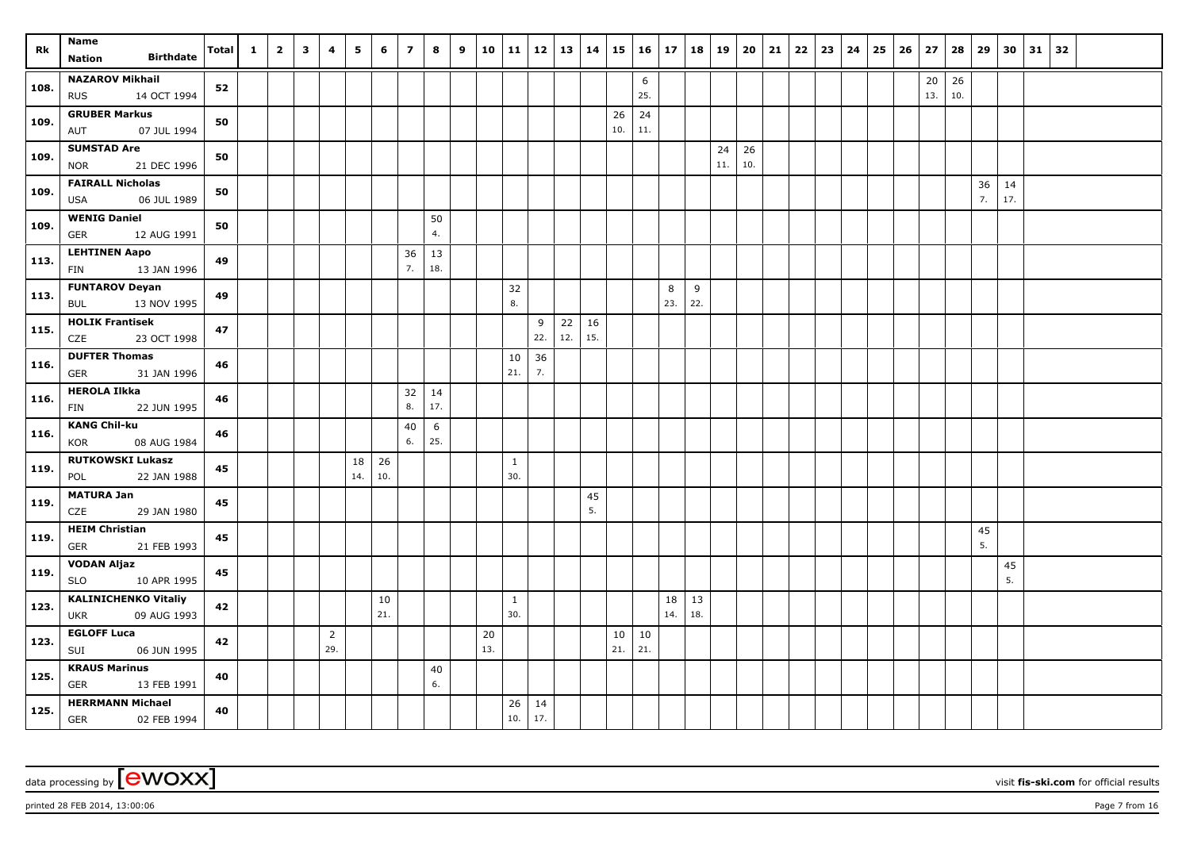| Rk | Name<br>Nation Birthdate | Total | 1 | 2 | 3 | 4 | 5 | 6 | 7 | 8 | 9 | 10 | 11 | 12 | 13 | 14 | 15 | 16 | 17 | 18 | 19 | 20 | 21 | 22 | 23 | 24 | 25 | 26 | 27 | 28 | 29 | 30 | 31 | 32 |
|---|---|---|---|---|---|---|---|---|---|---|---|---|---|---|---|---|---|---|---|---|---|---|---|---|---|---|---|---|---|---|---|---|---|---|
| 108. | **NAZAROV Mikhail**<br>RUS 14 OCT 1994 | 52 | | | | | | | | | | | | | | | | 6<br>25. | | | | | | | | | | | 20<br>13. | 26<br>10. | | | | |
| 109. | **GRUBER Markus**<br>AUT 07 JUL 1994 | 50 | | | | | | | | | | | | | | | 26<br>10. | 24<br>11. | | | | | | | | | | | | | | | | |
| 109. | **SUMSTAD Are**<br>NOR 21 DEC 1996 | 50 | | | | | | | | | | | | | | | | | | | 24<br>11. | 26<br>10. | | | | | | | | | | | | |
| 109. | **FAIRALL Nicholas**<br>USA 06 JUL 1989 | 50 | | | | | | | | | | | | | | | | | | | | | | | | | | | | | 36<br>7. | 14<br>17. | | |
| 109. | **WENIG Daniel**<br>GER 12 AUG 1991 | 50 | | | | | | | | 50<br>4. | | | | | | | | | | | | | | | | | | | | | | | | |
| 113. | **LEHTINEN Aapo**<br>FIN 13 JAN 1996 | 49 | | | | | | | 36<br>7. | 13<br>18. | | | | | | | | | | | | | | | | | | | | | | | | |
| 113. | **FUNTAROV Deyan**<br>BUL 13 NOV 1995 | 49 | | | | | | | | | | | 32<br>8. | | | | | | 8<br>23. | 9<br>22. | | | | | | | | | | | | | | |
| 115. | **HOLIK Frantisek**<br>CZE 23 OCT 1998 | 47 | | | | | | | | | | | | 9<br>22. | 22<br>12. | 16<br>15. | | | | | | | | | | | | | | | | | | |
| 116. | **DUFTER Thomas**<br>GER 31 JAN 1996 | 46 | | | | | | | | | | | 10<br>21. | 36<br>7. | | | | | | | | | | | | | | | | | | | | |
| 116. | **HEROLA Ilkka**<br>FIN 22 JUN 1995 | 46 | | | | | | | 32<br>8. | 14<br>17. | | | | | | | | | | | | | | | | | | | | | | | | |
| 116. | **KANG Chil-ku**<br>KOR 08 AUG 1984 | 46 | | | | | | | 40<br>6. | 6<br>25. | | | | | | | | | | | | | | | | | | | | | | | | |
| 119. | **RUTKOWSKI Lukasz**<br>POL 22 JAN 1988 | 45 | | | | | 18<br>14. | 26<br>10. | | | | | 1<br>30. | | | | | | | | | | | | | | | | | | | | | |
| 119. | **MATURA Jan**<br>CZE 29 JAN 1980 | 45 | | | | | | | | | | | | | | 45<br>5. | | | | | | | | | | | | | | | | | | |
| 119. | **HEIM Christian**<br>GER 21 FEB 1993 | 45 | | | | | | | | | | | | | | | | | | | | | | | | | | | | | 45<br>5. | | | |
| 119. | **VODAN Aljaz**<br>SLO 10 APR 1995 | 45 | | | | | | | | | | | | | | | | | | | | | | | | | | | | | | 45<br>5. | | |
| 123. | **KALINICHENKO Vitaliy**<br>UKR 09 AUG 1993 | 42 | | | | | | 10<br>21. | | | | | 1<br>30. | | | | | | 18<br>14. | 13<br>18. | | | | | | | | | | | | | | |
| 123. | **EGLOFF Luca**<br>SUI 06 JUN 1995 | 42 | | | | 2<br>29. | | | | | | 20<br>13. | | | | | 10<br>21. | 10<br>21. | | | | | | | | | | | | | | | | |
| 125. | **KRAUS Marinus**<br>GER 13 FEB 1991 | 40 | | | | | | | | 40<br>6. | | | | | | | | | | | | | | | | | | | | | | | | |
| 125. | **HERRMANN Michael**<br>GER 02 FEB 1994 | 40 | | | | | | | | | | | 26<br>10. | 14<br>17. | | | | | | | | | | | | | | | | | | | | |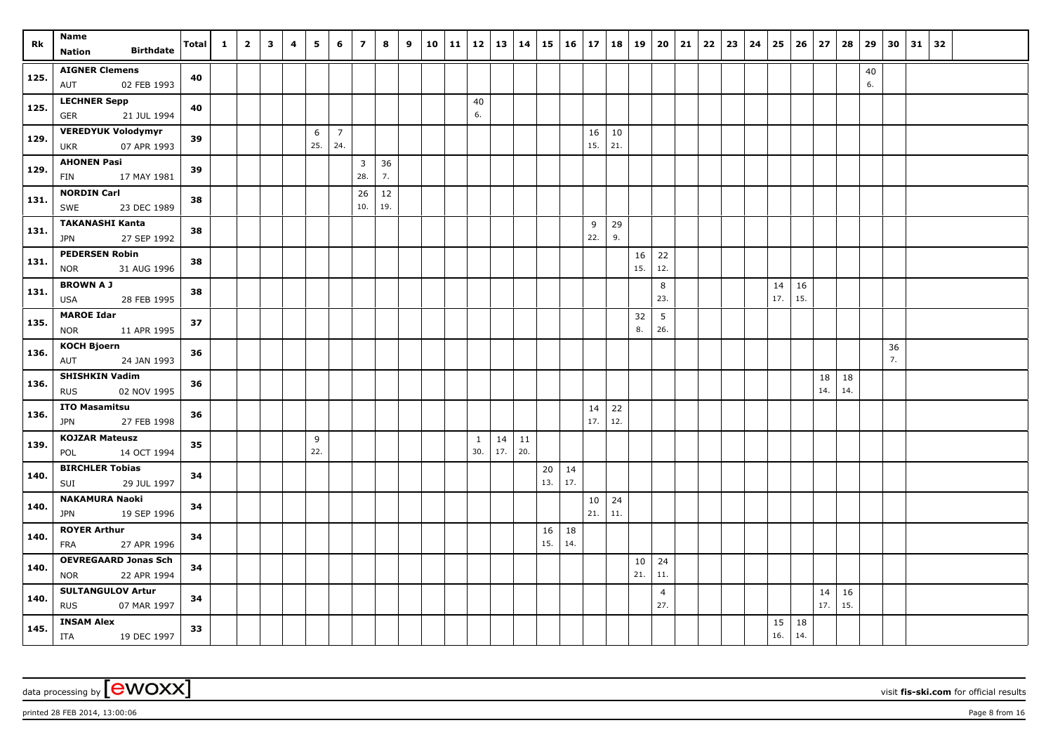| Rk | Name Nation Birthdate | Total | 1 | 2 | 3 | 4 | 5 | 6 | 7 | 8 | 9 | 10 | 11 | 12 | 13 | 14 | 15 | 16 | 17 | 18 | 19 | 20 | 21 | 22 | 23 | 24 | 25 | 26 | 27 | 28 | 29 | 30 | 31 | 32 |
|---|---|---|---|---|---|---|---|---|---|---|---|---|---|---|---|---|---|---|---|---|---|---|---|---|---|---|---|---|---|---|---|---|---|---|
| 125. | AIGNER Clemens AUT 02 FEB 1993 | 40 | | | | | | | | | | | | | | | | | | | | | | | | | | | | | 40 6. | | | |
| 125. | LECHNER Sepp GER 21 JUL 1994 | 40 | | | | | | | | | | | | 40 6. | | | | | | | | | | | | | | | | | | | | |
| 129. | VEREDYUK Volodymyr UKR 07 APR 1993 | 39 | | | | | 6 25. | 7 24. | | | | | | | | | | | 16 15. | 10 21. | | | | | | | | | | | | | | |
| 129. | AHONEN Pasi FIN 17 MAY 1981 | 39 | | | | | | | 3 28. | 36 7. | | | | | | | | | | | | | | | | | | | | | | | | |
| 131. | NORDIN Carl SWE 23 DEC 1989 | 38 | | | | | | | 26 10. | 12 19. | | | | | | | | | | | | | | | | | | | | | | | | |
| 131. | TAKANASHI Kanta JPN 27 SEP 1992 | 38 | | | | | | | | | | | | | | | | | 9 22. | 29 9. | | | | | | | | | | | | | | |
| 131. | PEDERSEN Robin NOR 31 AUG 1996 | 38 | | | | | | | | | | | | | | | | | | | 16 15. | 22 12. | | | | | | | | | | | | |
| 131. | BROWN A J USA 28 FEB 1995 | 38 | | | | | | | | | | | | | | | | | | | | 8 23. | | | | | 14 17. | 16 15. | | | | | | |
| 135. | MAROE Idar NOR 11 APR 1995 | 37 | | | | | | | | | | | | | | | | | | | 32 8. | 5 26. | | | | | | | | | | | | |
| 136. | KOCH Bjoern AUT 24 JAN 1993 | 36 | | | | | | | | | | | | | | | | | | | | | | | | | | | | | | 36 7. | | |
| 136. | SHISHKIN Vadim RUS 02 NOV 1995 | 36 | | | | | | | | | | | | | | | | | | | | | | | | | | | 18 14. | 18 14. | | | | |
| 136. | ITO Masamitsu JPN 27 FEB 1998 | 36 | | | | | | | | | | | | | | | | | 14 17. | 22 12. | | | | | | | | | | | | | | |
| 139. | KOJZAR Mateusz POL 14 OCT 1994 | 35 | | | | | 9 22. | | | | | | | 1 30. | 14 17. | 11 20. | | | | | | | | | | | | | | | | | | |
| 140. | BIRCHLER Tobias SUI 29 JUL 1997 | 34 | | | | | | | | | | | | | | | 20 13. | 14 17. | | | | | | | | | | | | | | | | |
| 140. | NAKAMURA Naoki JPN 19 SEP 1996 | 34 | | | | | | | | | | | | | | | | | 10 21. | 24 11. | | | | | | | | | | | | | | |
| 140. | ROYER Arthur FRA 27 APR 1996 | 34 | | | | | | | | | | | | | | | 16 15. | 18 14. | | | | | | | | | | | | | | | | |
| 140. | OEVREGAARD Jonas Sch NOR 22 APR 1994 | 34 | | | | | | | | | | | | | | | | | | | 10 21. | 24 11. | | | | | | | | | | | | |
| 140. | SULTANGULOV Artur RUS 07 MAR 1997 | 34 | | | | | | | | | | | | | | | | | | | | 4 27. | | | | | | | 14 17. | 16 15. | | | | |
| 145. | INSAM Alex ITA 19 DEC 1997 | 33 | | | | | | | | | | | | | | | | | | | | | | | | | 15 16. | 18 14. | | | | | | |

data processing by [ewoxx]    visit fis-ski.com for official results

printed 28 FEB 2014, 13:00:06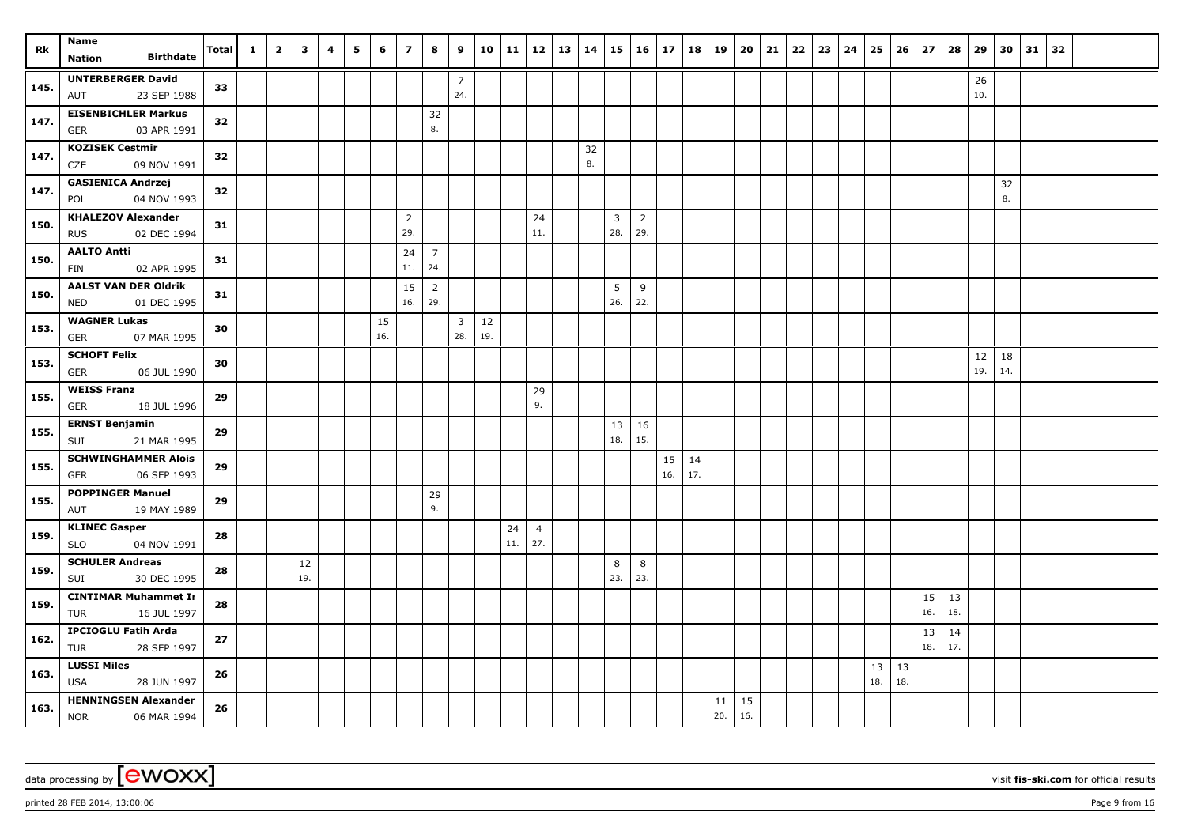| Rk | Name<br>Nation Birthdate | Total | 1 | 2 | 3 | 4 | 5 | 6 | 7 | 8 | 9 | 10 | 11 | 12 | 13 | 14 | 15 | 16 | 17 | 18 | 19 | 20 | 21 | 22 | 23 | 24 | 25 | 26 | 27 | 28 | 29 | 30 | 31 | 32 |
|---|---|---|---|---|---|---|---|---|---|---|---|---|---|---|---|---|---|---|---|---|---|---|---|---|---|---|---|---|---|---|---|---|---|---|
| 145. | UNTERBERGER David<br>AUT 23 SEP 1988 | 33 | | | | | | | | | 7<br>24. | | | | | | | | | | | | | | | | | | | | 26<br>10. | | | |
| 147. | EISENBICHLER Markus<br>GER 03 APR 1991 | 32 | | | | | | | | 32<br>8. | | | | | | | | | | | | | | | | | | | | | | | | |
| 147. | KOZISEK Cestmir<br>CZE 09 NOV 1991 | 32 | | | | | | | | | | | | | | 32<br>8. | | | | | | | | | | | | | | | | | | |
| 147. | GASIENICA Andrzej<br>POL 04 NOV 1993 | 32 | | | | | | | | | | | | | | | | | | | | | | | | | | | | | | 32<br>8. | | |
| 150. | KHALEZOV Alexander<br>RUS 02 DEC 1994 | 31 | | | | | | | 2<br>29. | | | | | 24<br>11. | | | 3<br>28. | 2<br>29. | | | | | | | | | | | | | | | | |
| 150. | AALTO Antti<br>FIN 02 APR 1995 | 31 | | | | | | | 24<br>11. | 7<br>24. | | | | | | | | | | | | | | | | | | | | | | | | |
| 150. | AALST VAN DER Oldrik<br>NED 01 DEC 1995 | 31 | | | | | | | 15<br>16. | 2<br>29. | | | | | | | 5<br>26. | 9<br>22. | | | | | | | | | | | | | | | | |
| 153. | WAGNER Lukas<br>GER 07 MAR 1995 | 30 | | | | | | 15<br>16. | | | 3<br>28. | 12<br>19. | | | | | | | | | | | | | | | | | | | | | | |
| 153. | SCHOFT Felix<br>GER 06 JUL 1990 | 30 | | | | | | | | | | | | | | | | | | | | | | | | | | | | | 12<br>19. | 18<br>14. | | |
| 155. | WEISS Franz<br>GER 18 JUL 1996 | 29 | | | | | | | | | | | | 29<br>9. | | | | | | | | | | | | | | | | | | | | |
| 155. | ERNST Benjamin<br>SUI 21 MAR 1995 | 29 | | | | | | | | | | | | | | | 13<br>18. | 16<br>15. | | | | | | | | | | | | | | | | |
| 155. | SCHWINGHAMMER Alois<br>GER 06 SEP 1993 | 29 | | | | | | | | | | | | | | | | | 15<br>16. | 14<br>17. | | | | | | | | | | | | | | |
| 155. | POPPINGER Manuel<br>AUT 19 MAY 1989 | 29 | | | | | | | | 29<br>9. | | | | | | | | | | | | | | | | | | | | | | | | |
| 159. | KLINEC Gasper<br>SLO 04 NOV 1991 | 28 | | | | | | | | | | | 24<br>11. | 4<br>27. | | | | | | | | | | | | | | | | | | | | |
| 159. | SCHULER Andreas<br>SUI 30 DEC 1995 | 28 | | | 12<br>19. | | | | | | | | | | | | 8<br>23. | 8<br>23. | | | | | | | | | | | | | | | | |
| 159. | CINTIMAR Muhammet Ir<br>TUR 16 JUL 1997 | 28 | | | | | | | | | | | | | | | | | | | | | | | | | | | 15<br>16. | 13<br>18. | | | | |
| 162. | IPCIOGLU Fatih Arda<br>TUR 28 SEP 1997 | 27 | | | | | | | | | | | | | | | | | | | | | | | | | | | 13<br>18. | 14<br>17. | | | | |
| 163. | LUSSI Miles<br>USA 28 JUN 1997 | 26 | | | | | | | | | | | | | | | | | | | | | | | | | 13<br>18. | 13<br>18. | | | | | | |
| 163. | HENNINGSEN Alexander<br>NOR 06 MAR 1994 | 26 | | | | | | | | | | | | | | | | | | | 11<br>20. | 15<br>16. | | | | | | | | | | | | |

data processing by [ewoxx] visit fis-ski.com for official results

printed 28 FEB 2014, 13:00:06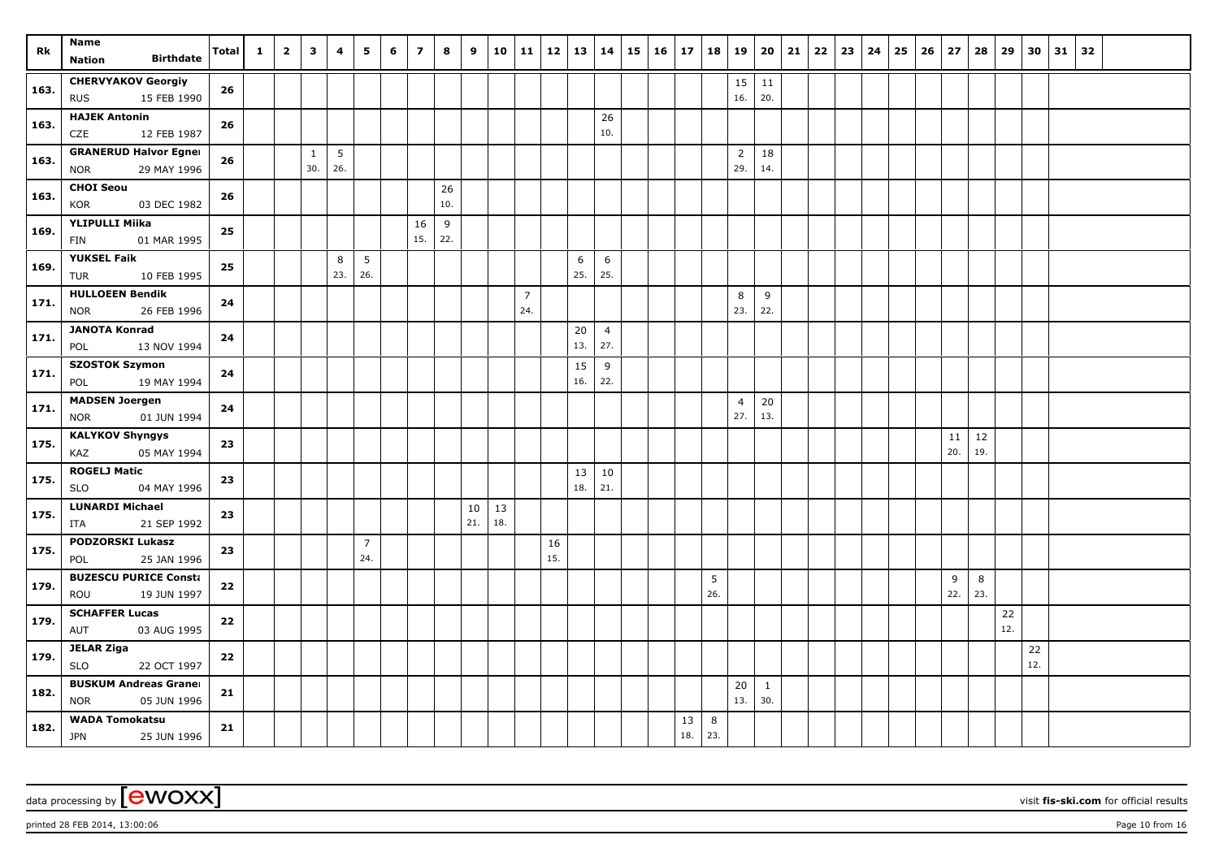| Rk | Name<br>Nation Birthdate | Total | 1 | 2 | 3 | 4 | 5 | 6 | 7 | 8 | 9 | 10 | 11 | 12 | 13 | 14 | 15 | 16 | 17 | 18 | 19 | 20 | 21 | 22 | 23 | 24 | 25 | 26 | 27 | 28 | 29 | 30 | 31 | 32 |
|---|---|---|---|---|---|---|---|---|---|---|---|---|---|---|---|---|---|---|---|---|---|---|---|---|---|---|---|---|---|---|---|---|---|---|
| 163. | CHERVYAKOV Georgiy<br>RUS 15 FEB 1990 | 26 | | | | | | | | | | | | | | | | | | | 15<br>16. | 11<br>20. | | | | | | | | | | | | |
| 163. | HAJEK Antonin<br>CZE 12 FEB 1987 | 26 | | | | | | | | | | | | | | 26<br>10. | | | | | | | | | | | | | | | | | | |
| 163. | GRANERUD Halvor Egner<br>NOR 29 MAY 1996 | 26 | | | 1<br>30. | 5<br>26. | | | | | | | | | | | | | | | 2<br>29. | 18<br>14. | | | | | | | | | | | | |
| 163. | CHOI Seou<br>KOR 03 DEC 1982 | 26 | | | | | | | | 26<br>10. | | | | | | | | | | | | | | | | | | | | | | | | |
| 169. | YLIPULLI Miika<br>FIN 01 MAR 1995 | 25 | | | | | | | 16<br>15. | 9<br>22. | | | | | | | | | | | | | | | | | | | | | | | | |
| 169. | YUKSEL Faik<br>TUR 10 FEB 1995 | 25 | | | | 8<br>23. | 5<br>26. | | | | | | | | 6<br>25. | 6<br>25. | | | | | | | | | | | | | | | | | | |
| 171. | HULLOEEN Bendik<br>NOR 26 FEB 1996 | 24 | | | | | | | | | | | 7<br>24. | | | | | | | | 8<br>23. | 9<br>22. | | | | | | | | | | | | |
| 171. | JANOTA Konrad<br>POL 13 NOV 1994 | 24 | | | | | | | | | | | | | 20<br>13. | 4<br>27. | | | | | | | | | | | | | | | | | | |
| 171. | SZOSTOK Szymon<br>POL 19 MAY 1994 | 24 | | | | | | | | | | | | | 15<br>16. | 9<br>22. | | | | | | | | | | | | | | | | | | |
| 171. | MADSEN Joergen<br>NOR 01 JUN 1994 | 24 | | | | | | | | | | | | | | | | | | | 4<br>27. | 20<br>13. | | | | | | | | | | | | |
| 175. | KALYKOV Shyngys<br>KAZ 05 MAY 1994 | 23 | | | | | | | | | | | | | | | | | | | | | | | | | | | 11<br>20. | 12<br>19. | | | | |
| 175. | ROGELJ Matic<br>SLO 04 MAY 1996 | 23 | | | | | | | | | | | | | 13<br>18. | 10<br>21. | | | | | | | | | | | | | | | | | | |
| 175. | LUNARDI Michael<br>ITA 21 SEP 1992 | 23 | | | | | | | | | 10<br>21. | 13<br>18. | | | | | | | | | | | | | | | | | | | | | | |
| 175. | PODZORSKI Lukasz<br>POL 25 JAN 1996 | 23 | | | | | 7<br>24. | | | | | | | 16<br>15. | | | | | | | | | | | | | | | | | | | | |
| 179. | BUZESCU PURICE Consta<br>ROU 19 JUN 1997 | 22 | | | | | | | | | | | | | | | | | | 5<br>26. | | | | | | | | | 9<br>22. | 8<br>23. | | | | |
| 179. | SCHAFFER Lucas<br>AUT 03 AUG 1995 | 22 | | | | | | | | | | | | | | | | | | | | | | | | | | | | | 22<br>12. | | | |
| 179. | JELAR Ziga<br>SLO 22 OCT 1997 | 22 | | | | | | | | | | | | | | | | | | | | | | | | | | | | | | 22<br>12. | | |
| 182. | BUSKUM Andreas Graner<br>NOR 05 JUN 1996 | 21 | | | | | | | | | | | | | | | | | | | 20<br>13. | 1<br>30. | | | | | | | | | | | | |
| 182. | WADA Tomokatsu<br>JPN 25 JUN 1996 | 21 | | | | | | | | | | | | | | | | | 13<br>18. | 8<br>23. | | | | | | | | | | | | | | |

data processing by [ewoxx] visit fis-ski.com for official results

printed 28 FEB 2014, 13:00:06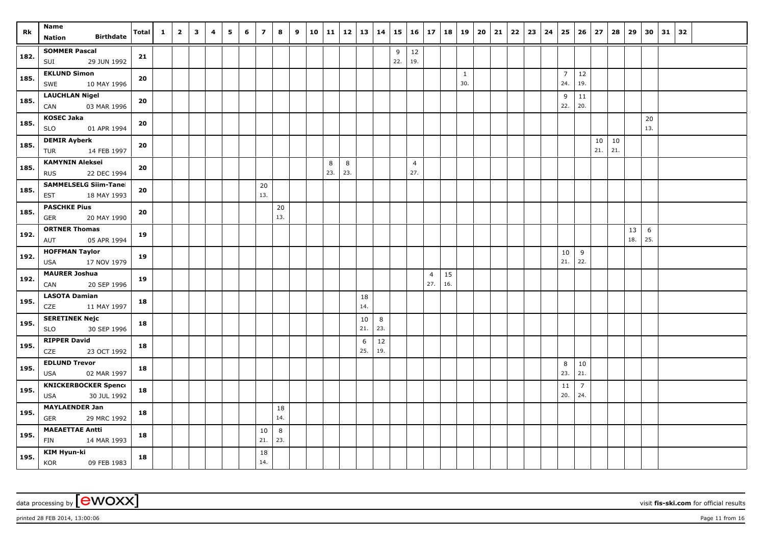| Rk | Name Nation Birthdate | Total | 1 | 2 | 3 | 4 | 5 | 6 | 7 | 8 | 9 | 10 | 11 | 12 | 13 | 14 | 15 | 16 | 17 | 18 | 19 | 20 | 21 | 22 | 23 | 24 | 25 | 26 | 27 | 28 | 29 | 30 | 31 | 32 |
|---|---|---|---|---|---|---|---|---|---|---|---|---|---|---|---|---|---|---|---|---|---|---|---|---|---|---|---|---|---|---|---|---|---|---|
| 182. | SOMMER Pascal SUI 29 JUN 1992 | 21 | | | | | | | | | | | | | | | 9 22. | 12 19. | | | | | | | | | | | | | | | | |
| 185. | EKLUND Simon SWE 10 MAY 1996 | 20 | | | | | | | | | | | | | | | | | | | 1 30. | | | | | | 7 24. | 12 19. | | | | | | |
| 185. | LAUCHLAN Nigel CAN 03 MAR 1996 | 20 | | | | | | | | | | | | | | | | | | | | | | | | | 9 22. | 11 20. | | | | | | |
| 185. | KOSEC Jaka SLO 01 APR 1994 | 20 | | | | | | | | | | | | | | | | | | | | | | | | | | | | | | 20 13. | | |
| 185. | DEMIR Ayberk TUR 14 FEB 1997 | 20 | | | | | | | | | | | | | | | | | | | | | | | | | | | 10 21. | 10 21. | | | | |
| 185. | KAMYNIN Aleksei RUS 22 DEC 1994 | 20 | | | | | | | | | | | 8 23. | 8 23. | | | | 4 27. | | | | | | | | | | | | | | | | |
| 185. | SAMMELSELG Siim-Tanel EST 18 MAY 1993 | 20 | | | | | | | 20 13. | | | | | | | | | | | | | | | | | | | | | | | | | |
| 185. | PASCHKE Pius GER 20 MAY 1990 | 20 | | | | | | | | 20 13. | | | | | | | | | | | | | | | | | | | | | | | | |
| 192. | ORTNER Thomas AUT 05 APR 1994 | 19 | | | | | | | | | | | | | | | | | | | | | | | | | | | | | 13 18. | 6 25. | | |
| 192. | HOFFMAN Taylor USA 17 NOV 1979 | 19 | | | | | | | | | | | | | | | | | | | | | | | | | 10 21. | 9 22. | | | | | | |
| 192. | MAURER Joshua CAN 20 SEP 1996 | 19 | | | | | | | | | | | | | | | | | 4 27. | 15 16. | | | | | | | | | | | | | | |
| 195. | LASOTA Damian CZE 11 MAY 1997 | 18 | | | | | | | | | | | | | 18 14. | | | | | | | | | | | | | | | | | | | |
| 195. | SERETINEK Nejc SLO 30 SEP 1996 | 18 | | | | | | | | | | | | | 10 21. | 8 23. | | | | | | | | | | | | | | | | | | |
| 195. | RIPPER David CZE 23 OCT 1992 | 18 | | | | | | | | | | | | | 6 25. | 12 19. | | | | | | | | | | | | | | | | | | |
| 195. | EDLUND Trevor USA 02 MAR 1997 | 18 | | | | | | | | | | | | | | | | | | | | | | | | | 8 23. | 10 21. | | | | | | |
| 195. | KNICKERBOCKER Spencer USA 30 JUL 1992 | 18 | | | | | | | | | | | | | | | | | | | | | | | | | 11 20. | 7 24. | | | | | | |
| 195. | MAYLAENDER Jan GER 29 MRC 1992 | 18 | | | | | | | | 18 14. | | | | | | | | | | | | | | | | | | | | | | | | |
| 195. | MAEAETTAE Antti FIN 14 MAR 1993 | 18 | | | | | | | 10 21. | 8 23. | | | | | | | | | | | | | | | | | | | | | | | | |
| 195. | KIM Hyun-ki KOR 09 FEB 1983 | 18 | | | | | | | 18 14. | | | | | | | | | | | | | | | | | | | | | | | | | |

data processing by [ewoxx] visit fis-ski.com for official results

printed 28 FEB 2014, 13:00:06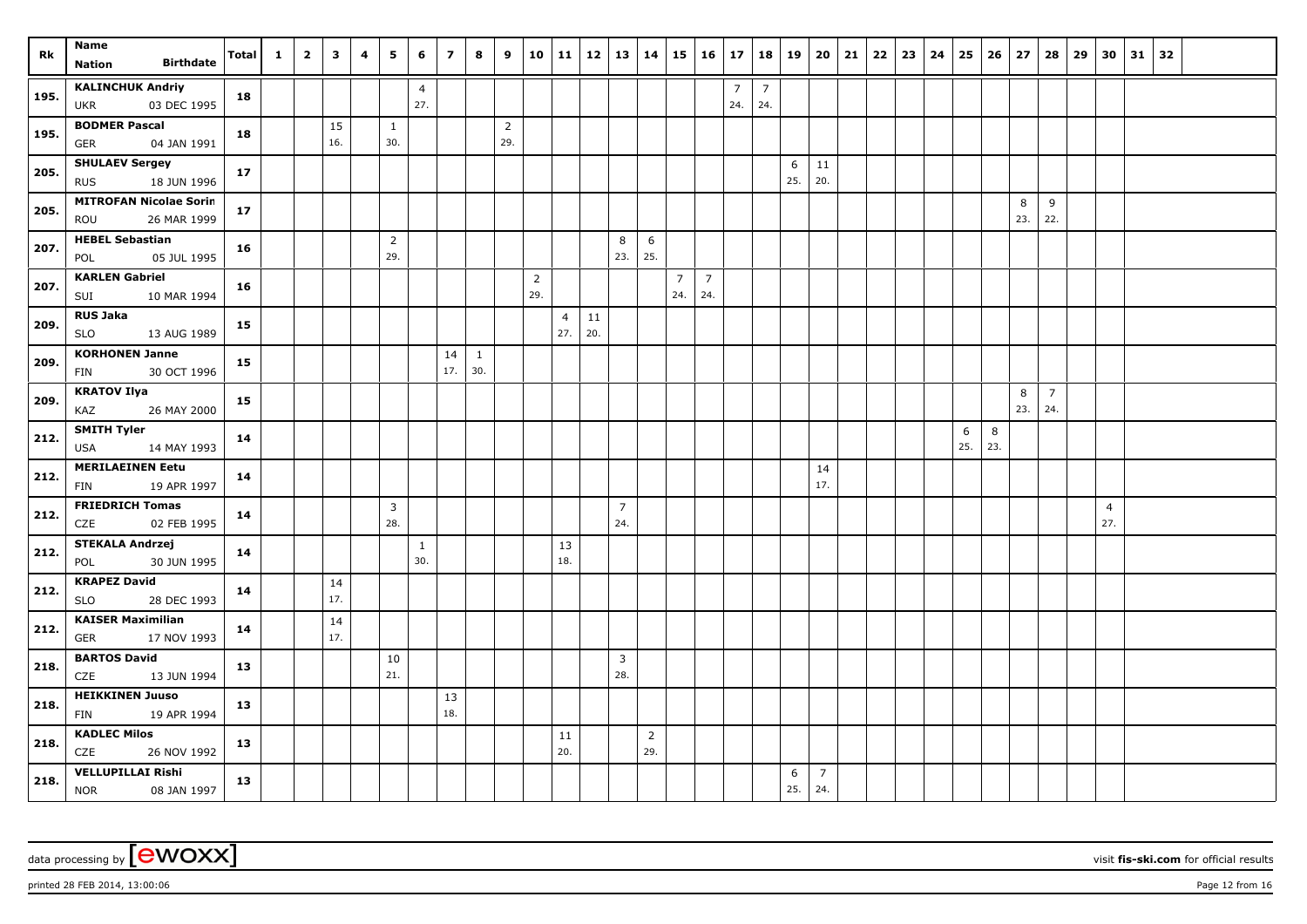| Rk | Name<br>Nation Birthdate | Total | 1 | 2 | 3 | 4 | 5 | 6 | 7 | 8 | 9 | 10 | 11 | 12 | 13 | 14 | 15 | 16 | 17 | 18 | 19 | 20 | 21 | 22 | 23 | 24 | 25 | 26 | 27 | 28 | 29 | 30 | 31 | 32 |
|---|---|---|---|---|---|---|---|---|---|---|---|---|---|---|---|---|---|---|---|---|---|---|---|---|---|---|---|---|---|---|---|---|---|---|
| 195. | KALINCHUK Andriy<br>UKR 03 DEC 1995 | 18 | | | | | | 4<br>27. | | | | | | | | | | | 7<br>24. | 7<br>24. | | | | | | | | | | | | | | |
| 195. | BODMER Pascal<br>GER 04 JAN 1991 | 18 | | | 15<br>16. | | 1<br>30. | | | | 2<br>29. | | | | | | | | | | | | | | | | | | | | | | | |
| 205. | SHULAEV Sergey<br>RUS 18 JUN 1996 | 17 | | | | | | | | | | | | | | | | | | | 6<br>25. | 11<br>20. | | | | | | | | | | | | |
| 205. | MITROFAN Nicolae Sorin<br>ROU 26 MAR 1999 | 17 | | | | | | | | | | | | | | | | | | | | | | | | | | | 8<br>23. | 9<br>22. | | | | |
| 207. | HEBEL Sebastian<br>POL 05 JUL 1995 | 16 | | | | | 2<br>29. | | | | | | | | 8<br>23. | 6<br>25. | | | | | | | | | | | | | | | | | | |
| 207. | KARLEN Gabriel<br>SUI 10 MAR 1994 | 16 | | | | | | | | | | 2<br>29. | | | | | 7<br>24. | 7<br>24. | | | | | | | | | | | | | | | | |
| 209. | RUS Jaka<br>SLO 13 AUG 1989 | 15 | | | | | | | | | | | 4<br>27. | 11<br>20. | | | | | | | | | | | | | | | | | | | | |
| 209. | KORHONEN Janne<br>FIN 30 OCT 1996 | 15 | | | | | | | 14<br>17. | 1<br>30. | | | | | | | | | | | | | | | | | | | | | | | | |
| 209. | KRATOV Ilya<br>KAZ 26 MAY 2000 | 15 | | | | | | | | | | | | | | | | | | | | | | | | | | | 8<br>23. | 7<br>24. | | | | |
| 212. | SMITH Tyler<br>USA 14 MAY 1993 | 14 | | | | | | | | | | | | | | | | | | | | | | | | | 6<br>25. | 8<br>23. | | | | | | |
| 212. | MERILAEINEN Eetu<br>FIN 19 APR 1997 | 14 | | | | | | | | | | | | | | | | | | | | 14<br>17. | | | | | | | | | | | | |
| 212. | FRIEDRICH Tomas<br>CZE 02 FEB 1995 | 14 | | | | | 3<br>28. | | | | | | | | 7<br>24. | | | | | | | | | | | | | | | | | 4<br>27. | | |
| 212. | STEKALA Andrzej<br>POL 30 JUN 1995 | 14 | | | | | | 1<br>30. | | | | | 13<br>18. | | | | | | | | | | | | | | | | | | | | | |
| 212. | KRAPEZ David<br>SLO 28 DEC 1993 | 14 | | | 14<br>17. | | | | | | | | | | | | | | | | | | | | | | | | | | | | | |
| 212. | KAISER Maximilian<br>GER 17 NOV 1993 | 14 | | | 14<br>17. | | | | | | | | | | | | | | | | | | | | | | | | | | | | | |
| 218. | BARTOS David<br>CZE 13 JUN 1994 | 13 | | | | | 10<br>21. | | | | | | | | 3<br>28. | | | | | | | | | | | | | | | | | | | |
| 218. | HEIKKINEN Juuso<br>FIN 19 APR 1994 | 13 | | | | | | | 13<br>18. | | | | | | | | | | | | | | | | | | | | | | | | | |
| 218. | KADLEC Milos<br>CZE 26 NOV 1992 | 13 | | | | | | | | | | | 11<br>20. | | | 2<br>29. | | | | | | | | | | | | | | | | | | |
| 218. | VELLUPILLAI Rishi<br>NOR 08 JAN 1997 | 13 | | | | | | | | | | | | | | | | | | | 6<br>25. | 7<br>24. | | | | | | | | | | | | |

data processing by [ewoxx] visit fis-ski.com for official results

printed 28 FEB 2014, 13:00:06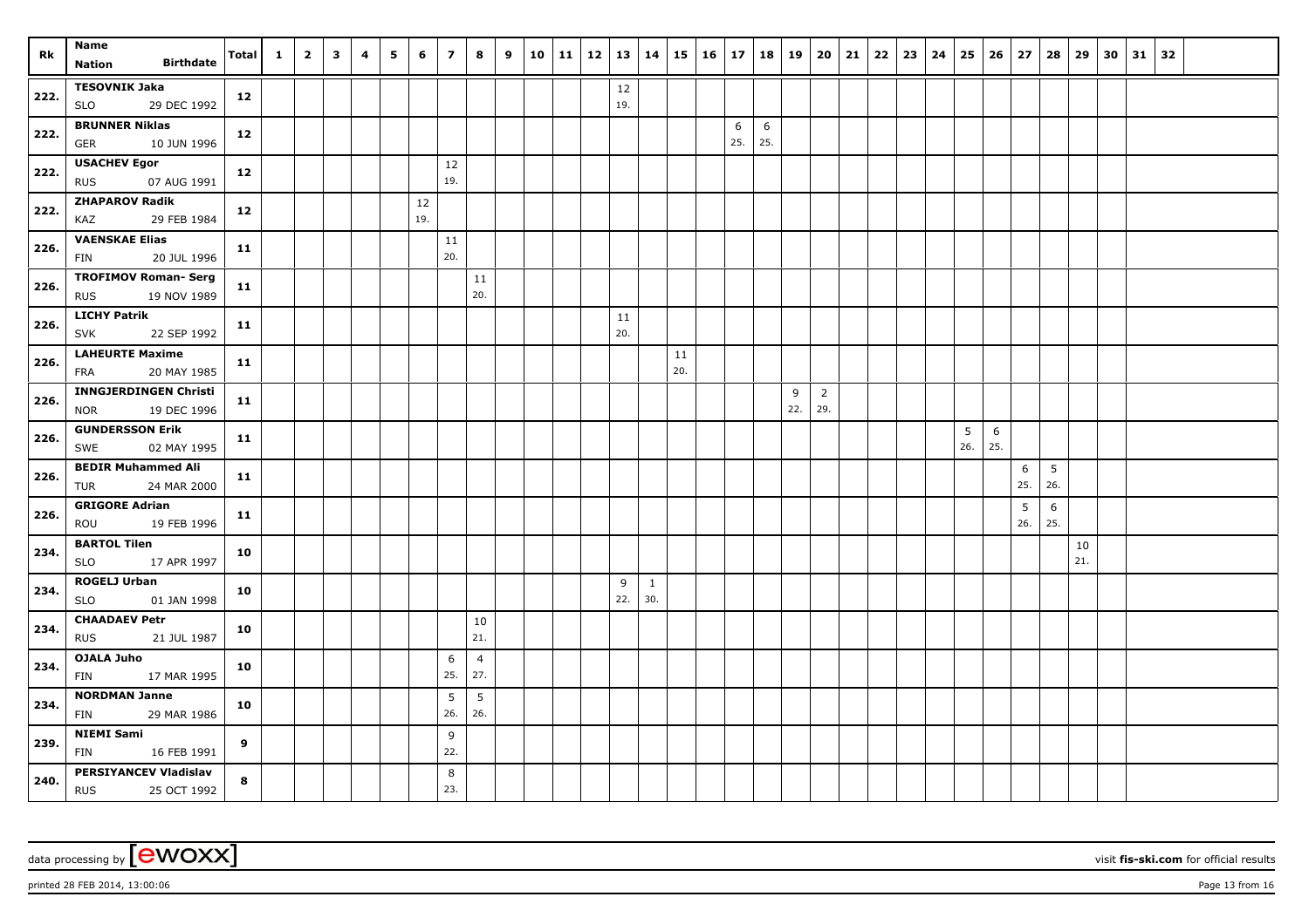| Rk | Name<br>Nation Birthdate | Total | 1 | 2 | 3 | 4 | 5 | 6 | 7 | 8 | 9 | 10 | 11 | 12 | 13 | 14 | 15 | 16 | 17 | 18 | 19 | 20 | 21 | 22 | 23 | 24 | 25 | 26 | 27 | 28 | 29 | 30 | 31 | 32 |
|---|---|---|---|---|---|---|---|---|---|---|---|---|---|---|---|---|---|---|---|---|---|---|---|---|---|---|---|---|---|---|---|---|---|---|
| 222. | TESOVNIK Jaka<br>SLO 29 DEC 1992 | 12 | | | | | | | | | | | | | 12<br>19. | | | | | | | | | | | | | | | | | | | |
| 222. | BRUNNER Niklas<br>GER 10 JUN 1996 | 12 | | | | | | | | | | | | | | | | | 6<br>25. | 6<br>25. | | | | | | | | | | | | | | |
| 222. | USACHEV Egor<br>RUS 07 AUG 1991 | 12 | | | | | | | 12<br>19. | | | | | | | | | | | | | | | | | | | | | | | | | |
| 222. | ZHAPAROV Radik<br>KAZ 29 FEB 1984 | 12 | | | | | | 12<br>19. | | | | | | | | | | | | | | | | | | | | | | | | | | |
| 226. | VAENSKAE Elias<br>FIN 20 JUL 1996 | 11 | | | | | | | 11<br>20. | | | | | | | | | | | | | | | | | | | | | | | | | |
| 226. | TROFIMOV Roman- Serg<br>RUS 19 NOV 1989 | 11 | | | | | | | | 11<br>20. | | | | | | | | | | | | | | | | | | | | | | | | |
| 226. | LICHY Patrik<br>SVK 22 SEP 1992 | 11 | | | | | | | | | | | | | 11<br>20. | | | | | | | | | | | | | | | | | | | |
| 226. | LAHEURTE Maxime<br>FRA 20 MAY 1985 | 11 | | | | | | | | | | | | | | | 11<br>20. | | | | | | | | | | | | | | | | | |
| 226. | INNGJERDINGEN Christi<br>NOR 19 DEC 1996 | 11 | | | | | | | | | | | | | | | | | | | 9<br>22. | 2<br>29. | | | | | | | | | | | | |
| 226. | GUNDERSSON Erik<br>SWE 02 MAY 1995 | 11 | | | | | | | | | | | | | | | | | | | | | | | | | 5<br>26. | 6<br>25. | | | | | | |
| 226. | BEDIR Muhammed Ali<br>TUR 24 MAR 2000 | 11 | | | | | | | | | | | | | | | | | | | | | | | | | | | 6<br>25. | 5<br>26. | | | | |
| 226. | GRIGORE Adrian<br>ROU 19 FEB 1996 | 11 | | | | | | | | | | | | | | | | | | | | | | | | | | | 5<br>26. | 6<br>25. | | | | |
| 234. | BARTOL Tilen<br>SLO 17 APR 1997 | 10 | | | | | | | | | | | | | | | | | | | | | | | | | | | | | 10<br>21. | | | |
| 234. | ROGELJ Urban<br>SLO 01 JAN 1998 | 10 | | | | | | | | | | | | | 9<br>22. | 1<br>30. | | | | | | | | | | | | | | | | | | |
| 234. | CHAADAEV Petr<br>RUS 21 JUL 1987 | 10 | | | | | | | | 10<br>21. | | | | | | | | | | | | | | | | | | | | | | | | |
| 234. | OJALA Juho<br>FIN 17 MAR 1995 | 10 | | | | | | | 6<br>25. | 4<br>27. | | | | | | | | | | | | | | | | | | | | | | | | |
| 234. | NORDMAN Janne<br>FIN 29 MAR 1986 | 10 | | | | | | | 5<br>26. | 5<br>26. | | | | | | | | | | | | | | | | | | | | | | | | |
| 239. | NIEMI Sami<br>FIN 16 FEB 1991 | 9 | | | | | | | 9<br>22. | | | | | | | | | | | | | | | | | | | | | | | | | |
| 240. | PERSIYANCEV Vladislav<br>RUS 25 OCT 1992 | 8 | | | | | | | 8<br>23. | | | | | | | | | | | | | | | | | | | | | | | | | |

data processing by [ewoxx] visit fis-ski.com for official results

printed 28 FEB 2014, 13:00:06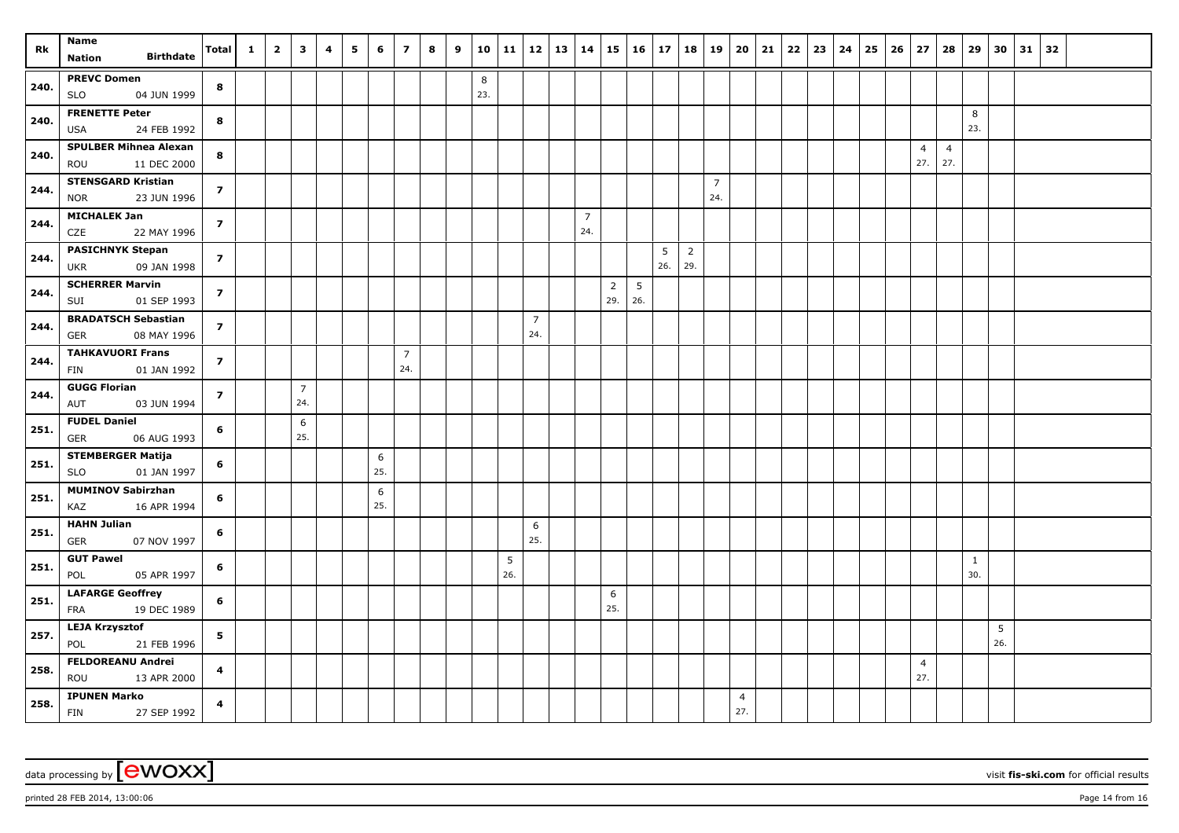| Rk | Name<br>Nation Birthdate | Total | 1 | 2 | 3 | 4 | 5 | 6 | 7 | 8 | 9 | 10 | 11 | 12 | 13 | 14 | 15 | 16 | 17 | 18 | 19 | 20 | 21 | 22 | 23 | 24 | 25 | 26 | 27 | 28 | 29 | 30 | 31 | 32 |
|---|---|---|---|---|---|---|---|---|---|---|---|---|---|---|---|---|---|---|---|---|---|---|---|---|---|---|---|---|---|---|---|---|---|---|
| 240. | **PREVC Domen**<br>SLO 04 JUN 1999 | 8 | | | | | | | | | | 8<br>23. | | | | | | | | | | | | | | | | | | | | | | | |
| 240. | **FRENETTE Peter**<br>USA 24 FEB 1992 | 8 | | | | | | | | | | | | | | | | | | | | | | | | | | | | | | 8<br>23. | | | |
| 240. | **SPULBER Mihnea Alexan**<br>ROU 11 DEC 2000 | 8 | | | | | | | | | | | | | | | | | | | | | | | | | | | | 4<br>27. | 4<br>27. | | | | |
| 244. | **STENSGARD Kristian**<br>NOR 23 JUN 1996 | 7 | | | | | | | | | | | | | | | | | | | 7<br>24. | | | | | | | | | | | | | | |
| 244. | **MICHALEK Jan**<br>CZE 22 MAY 1996 | 7 | | | | | | | | | | | | | | 7<br>24. | | | | | | | | | | | | | | | | | | | |
| 244. | **PASICHNYK Stepan**<br>UKR 09 JAN 1998 | 7 | | | | | | | | | | | | | | | | | 5<br>26. | 2<br>29. | | | | | | | | | | | | | | | |
| 244. | **SCHERRER Marvin**<br>SUI 01 SEP 1993 | 7 | | | | | | | | | | | | | | | 2<br>29. | 5<br>26. | | | | | | | | | | | | | | | | | |
| 244. | **BRADATSCH Sebastian**<br>GER 08 MAY 1996 | 7 | | | | | | | | | | | | 7<br>24. | | | | | | | | | | | | | | | | | | | | | |
| 244. | **TAHKAVUORI Frans**<br>FIN 01 JAN 1992 | 7 | | | | | | | 7<br>24. | | | | | | | | | | | | | | | | | | | | | | | | | | |
| 244. | **GUGG Florian**<br>AUT 03 JUN 1994 | 7 | | | 7<br>24. | | | | | | | | | | | | | | | | | | | | | | | | | | | | | | |
| 251. | **FUDEL Daniel**<br>GER 06 AUG 1993 | 6 | | | 6<br>25. | | | | | | | | | | | | | | | | | | | | | | | | | | | | | | |
| 251. | **STEMBERGER Matija**<br>SLO 01 JAN 1997 | 6 | | | | | | 6<br>25. | | | | | | | | | | | | | | | | | | | | | | | | | | | |
| 251. | **MUMINOV Sabirzhan**<br>KAZ 16 APR 1994 | 6 | | | | | | 6<br>25. | | | | | | | | | | | | | | | | | | | | | | | | | | | |
| 251. | **HAHN Julian**<br>GER 07 NOV 1997 | 6 | | | | | | | | | | | | 6<br>25. | | | | | | | | | | | | | | | | | | | | | |
| 251. | **GUT Pawel**<br>POL 05 APR 1997 | 6 | | | | | | | | | | | 5<br>26. | | | | | | | | | | | | | | | | | | | 1<br>30. | | | |
| 251. | **LAFARGE Geoffrey**<br>FRA 19 DEC 1989 | 6 | | | | | | | | | | | | | | | 6<br>25. | | | | | | | | | | | | | | | | | | |
| 257. | **LEJA Krzysztof**<br>POL 21 FEB 1996 | 5 | | | | | | | | | | | | | | | | | | | | | | | | | | | | | | | 5<br>26. | | |
| 258. | **FELDOREANU Andrei**<br>ROU 13 APR 2000 | 4 | | | | | | | | | | | | | | | | | | | | | | | | | | | | 4<br>27. | | | | | |
| 258. | **IPUNEN Marko**<br>FIN 27 SEP 1992 | 4 | | | | | | | | | | | | | | | | | | | | 4<br>27. | | | | | | | | | | | | | |

data processing by [ewoxx] visit **fis-ski.com** for official results

printed 28 FEB 2014, 13:00:06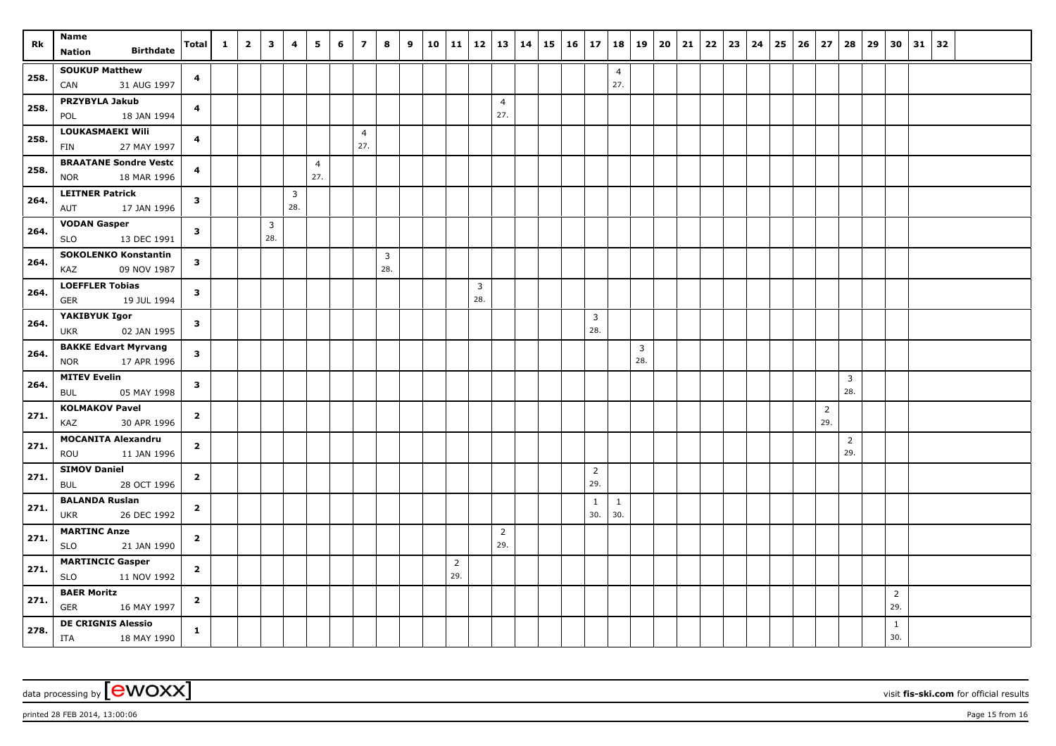| Rk | Name<br>Nation Birthdate | Total | 1 | 2 | 3 | 4 | 5 | 6 | 7 | 8 | 9 | 10 | 11 | 12 | 13 | 14 | 15 | 16 | 17 | 18 | 19 | 20 | 21 | 22 | 23 | 24 | 25 | 26 | 27 | 28 | 29 | 30 | 31 | 32 |
|---|---|---|---|---|---|---|---|---|---|---|---|---|---|---|---|---|---|---|---|---|---|---|---|---|---|---|---|---|---|---|---|---|---|---|
| 258. | SOUKUP Matthew<br>CAN 31 AUG 1997 | 4 | | | | | | | | | | | | | | | | | | 4<br>27. | | | | | | | | | | | | | | |
| 258. | PRZYBYLA Jakub<br>POL 18 JAN 1994 | 4 | | | | | | | | | | | | | 4<br>27. | | | | | | | | | | | | | | | | | | | |
| 258. | LOUKASMAEKI Wili<br>FIN 27 MAY 1997 | 4 | | | | | | | 4<br>27. | | | | | | | | | | | | | | | | | | | | | | | | | |
| 258. | BRAATANE Sondre Vestc<br>NOR 18 MAR 1996 | 4 | | | | | 4<br>27. | | | | | | | | | | | | | | | | | | | | | | | | | | | |
| 264. | LEITNER Patrick<br>AUT 17 JAN 1996 | 3 | | | | 3<br>28. | | | | | | | | | | | | | | | | | | | | | | | | | | | | |
| 264. | VODAN Gasper<br>SLO 13 DEC 1991 | 3 | | | 3<br>28. | | | | | | | | | | | | | | | | | | | | | | | | | | | | | |
| 264. | SOKOLENKO Konstantin<br>KAZ 09 NOV 1987 | 3 | | | | | | | | 3<br>28. | | | | | | | | | | | | | | | | | | | | | | | | |
| 264. | LOEFFLER Tobias<br>GER 19 JUL 1994 | 3 | | | | | | | | | | | | 3<br>28. | | | | | | | | | | | | | | | | | | | | |
| 264. | YAKIBYUK Igor<br>UKR 02 JAN 1995 | 3 | | | | | | | | | | | | | | | | | 3<br>28. | | | | | | | | | | | | | | | |
| 264. | BAKKE Edvart Myrvang<br>NOR 17 APR 1996 | 3 | | | | | | | | | | | | | | | | | | | 3<br>28. | | | | | | | | | | | | | |
| 264. | MITEV Evelin<br>BUL 05 MAY 1998 | 3 | | | | | | | | | | | | | | | | | | | | | | | | | | | | 3<br>28. | | | | |
| 271. | KOLMAKOV Pavel<br>KAZ 30 APR 1996 | 2 | | | | | | | | | | | | | | | | | | | | | | | | | | | 2<br>29. | | | | | |
| 271. | MOCANITA Alexandru<br>ROU 11 JAN 1996 | 2 | | | | | | | | | | | | | | | | | | | | | | | | | | | | 2<br>29. | | | | |
| 271. | SIMOV Daniel<br>BUL 28 OCT 1996 | 2 | | | | | | | | | | | | | | | | | 2<br>29. | | | | | | | | | | | | | | | |
| 271. | BALANDA Ruslan<br>UKR 26 DEC 1992 | 2 | | | | | | | | | | | | | | | | | 1<br>30. | 1<br>30. | | | | | | | | | | | | | | |
| 271. | MARTINC Anze<br>SLO 21 JAN 1990 | 2 | | | | | | | | | | | | | 2<br>29. | | | | | | | | | | | | | | | | | | | |
| 271. | MARTINCIC Gasper<br>SLO 11 NOV 1992 | 2 | | | | | | | | | | | 2<br>29. | | | | | | | | | | | | | | | | | | | | | |
| 271. | BAER Moritz<br>GER 16 MAY 1997 | 2 | | | | | | | | | | | | | | | | | | | | | | | | | | | | | | 2<br>29. | | |
| 278. | DE CRIGNIS Alessio<br>ITA 18 MAY 1990 | 1 | | | | | | | | | | | | | | | | | | | | | | | | | | | | | | 1<br>30. | | |

data processing by [ewoxx] visit **fis-ski.com** for official results

printed 28 FEB 2014, 13:00:06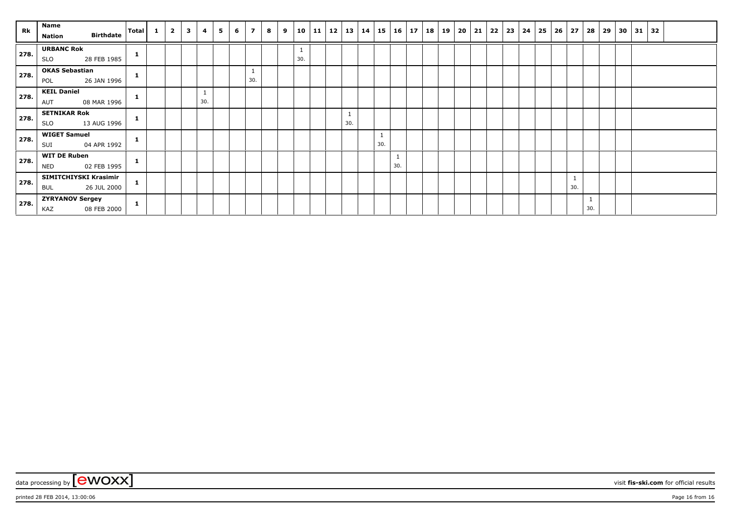| Rk | Name | Nation | Birthdate | Total | 1 | 2 | 3 | 4 | 5 | 6 | 7 | 8 | 9 | 10 | 11 | 12 | 13 | 14 | 15 | 16 | 17 | 18 | 19 | 20 | 21 | 22 | 23 | 24 | 25 | 26 | 27 | 28 | 29 | 30 | 31 | 32 |
|---|---|---|---|---|---|---|---|---|---|---|---|---|---|---|---|---|---|---|---|---|---|---|---|---|---|---|---|---|---|---|---|---|---|---|---|---|
| 278. | URBANC Rok | SLO | 28 FEB 1985 | 1 | | | | | | | | | | 1 30. | | | | | | | | | | | | | | | | | | | | | | |
| 278. | OKAS Sebastian | POL | 26 JAN 1996 | 1 | | | | | | | 1 30. | | | | | | | | | | | | | | | | | | | | | | | | | |
| 278. | KEIL Daniel | AUT | 08 MAR 1996 | 1 | | | | 1 30. | | | | | | | | | | | | | | | | | | | | | | | | | | | | |
| 278. | SETNIKAR Rok | SLO | 13 AUG 1996 | 1 | | | | | | | | | | | | | 1 30. | | | | | | | | | | | | | | | | | | | |
| 278. | WIGET Samuel | SUI | 04 APR 1992 | 1 | | | | | | | | | | | | | | | 1 30. | | | | | | | | | | | | | | | | | |
| 278. | WIT DE Ruben | NED | 02 FEB 1995 | 1 | | | | | | | | | | | | | | | | 1 30. | | | | | | | | | | | | | | | | |
| 278. | SIMITCHIYSKI Krasimir | BUL | 26 JUL 2000 | 1 | | | | | | | | | | | | | | | | | | | | | | | | | | | 1 30. | | | | | |
| 278. | ZYRYANOV Sergey | KAZ | 08 FEB 2000 | 1 | | | | | | | | | | | | | | | | | | | | | | | | | | | | 1 30. | | | | |

data processing by [ewoxx]

visit **fis-ski.com** for official results

printed 28 FEB 2014, 13:00:06